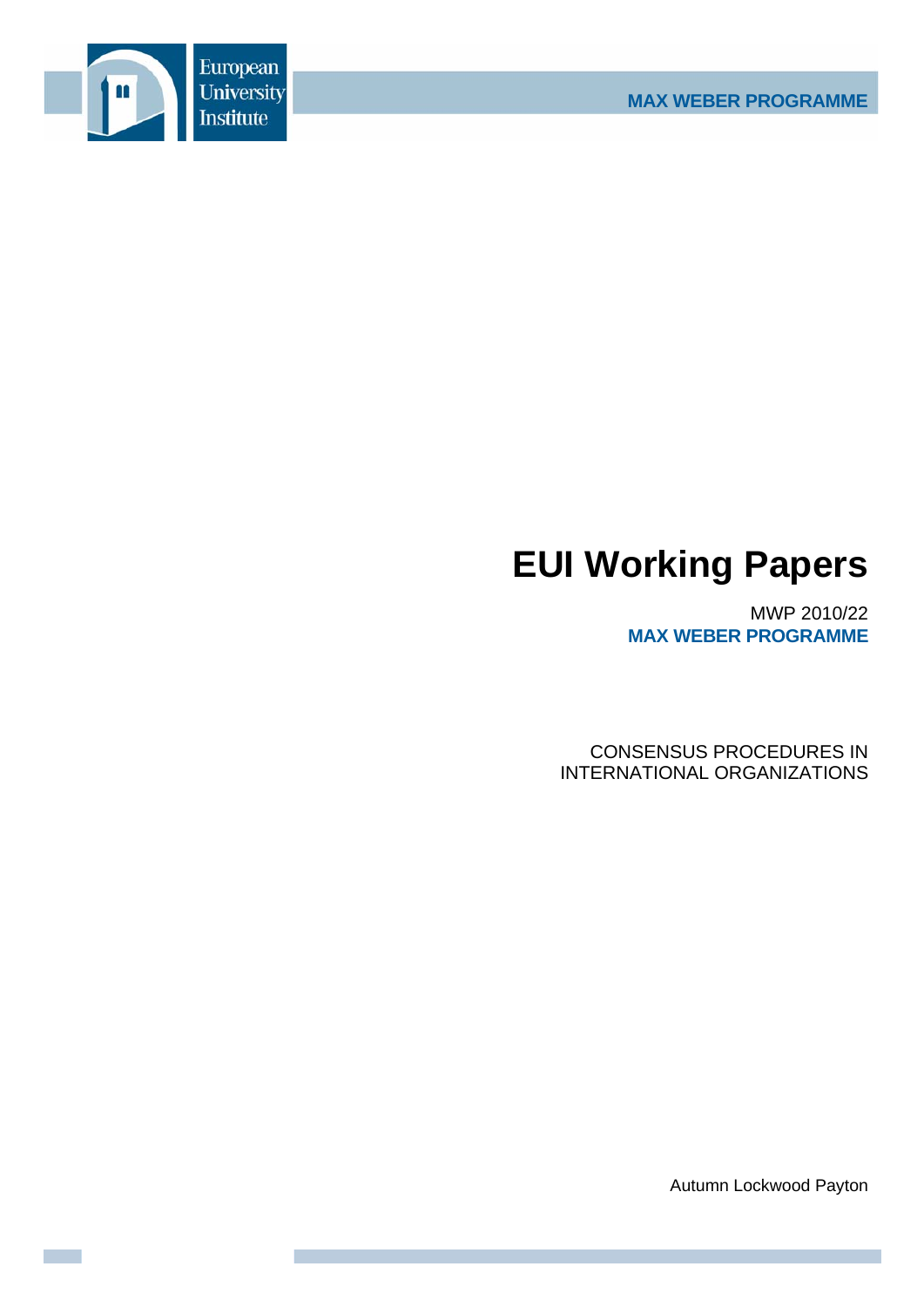European University Institute

MAX WEBER PROGRAMME

# EUI Working Papers

MWP 2010/22
**MAX WEBER PROGRAMME**

CONSENSUS PROCEDURES IN INTERNATIONAL ORGANIZATIONS

Autumn Lockwood Payton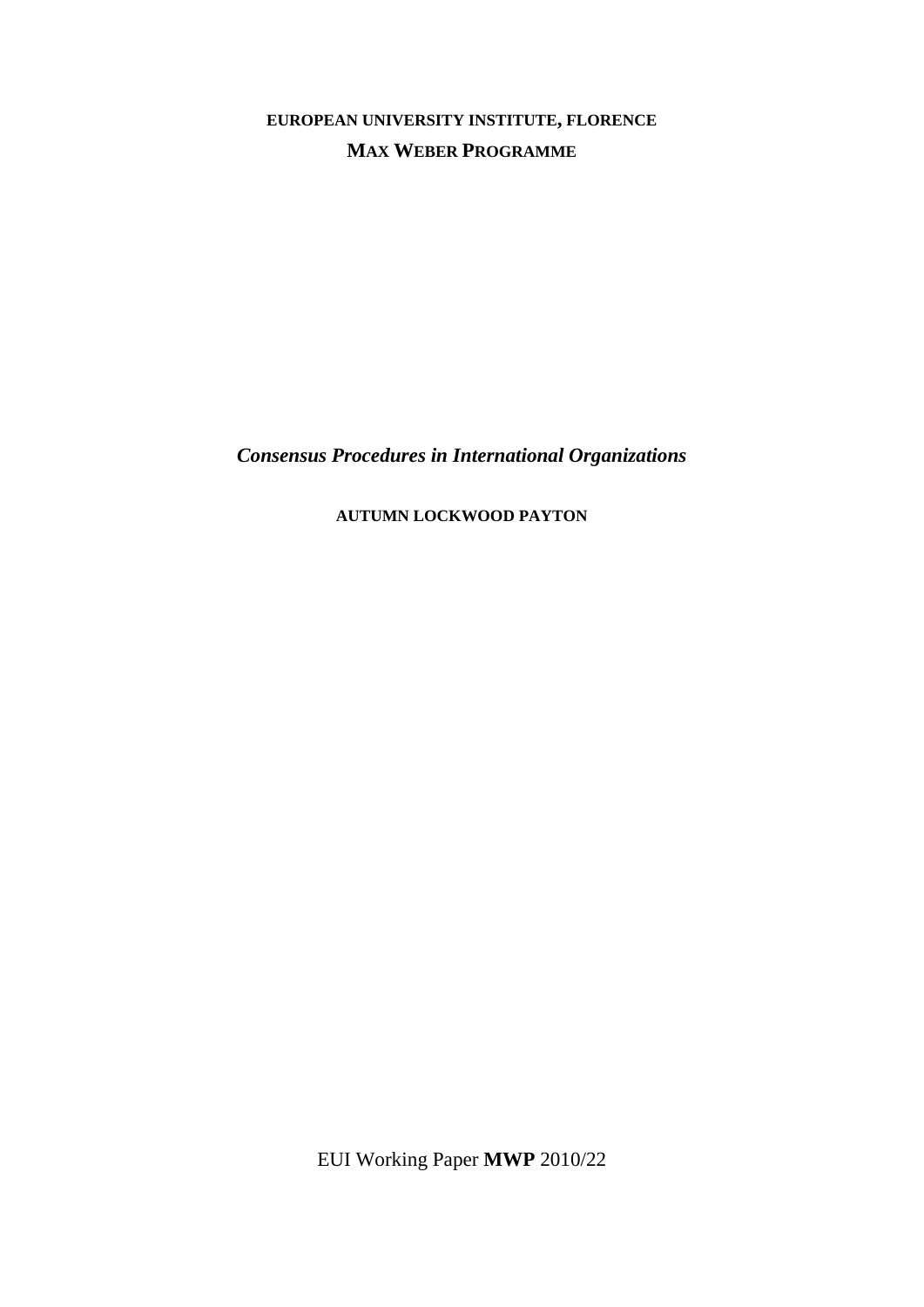**EUROPEAN UNIVERSITY INSTITUTE, FLORENCE**

**MAX WEBER PROGRAMME**

***Consensus Procedures in International Organizations***

**AUTUMN LOCKWOOD PAYTON**

EUI Working Paper **MWP** 2010/22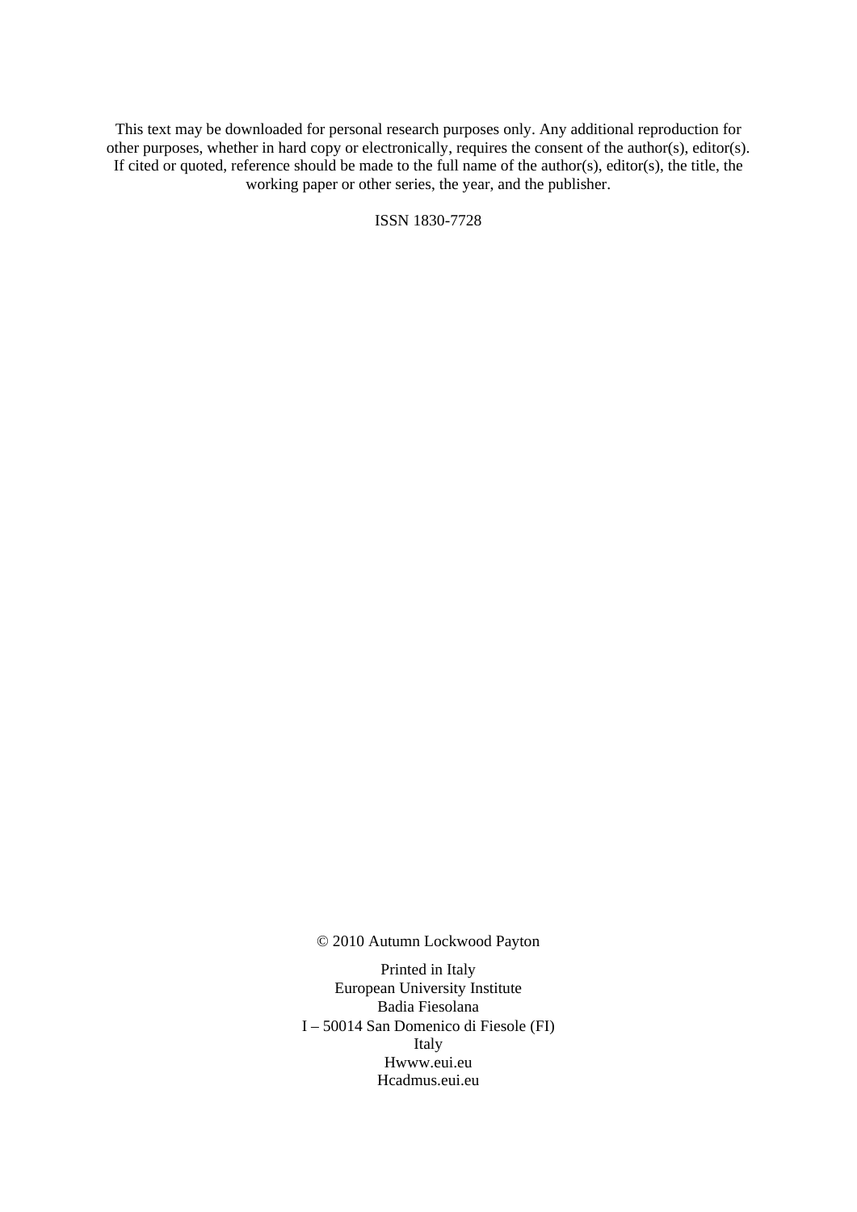This text may be downloaded for personal research purposes only. Any additional reproduction for other purposes, whether in hard copy or electronically, requires the consent of the author(s), editor(s). If cited or quoted, reference should be made to the full name of the author(s), editor(s), the title, the working paper or other series, the year, and the publisher.

ISSN 1830-7728

© 2010 Autumn Lockwood Payton

Printed in Italy
European University Institute
Badia Fiesolana
I – 50014 San Domenico di Fiesole (FI)
Italy
Hwww.eui.eu
Hcadmus.eui.eu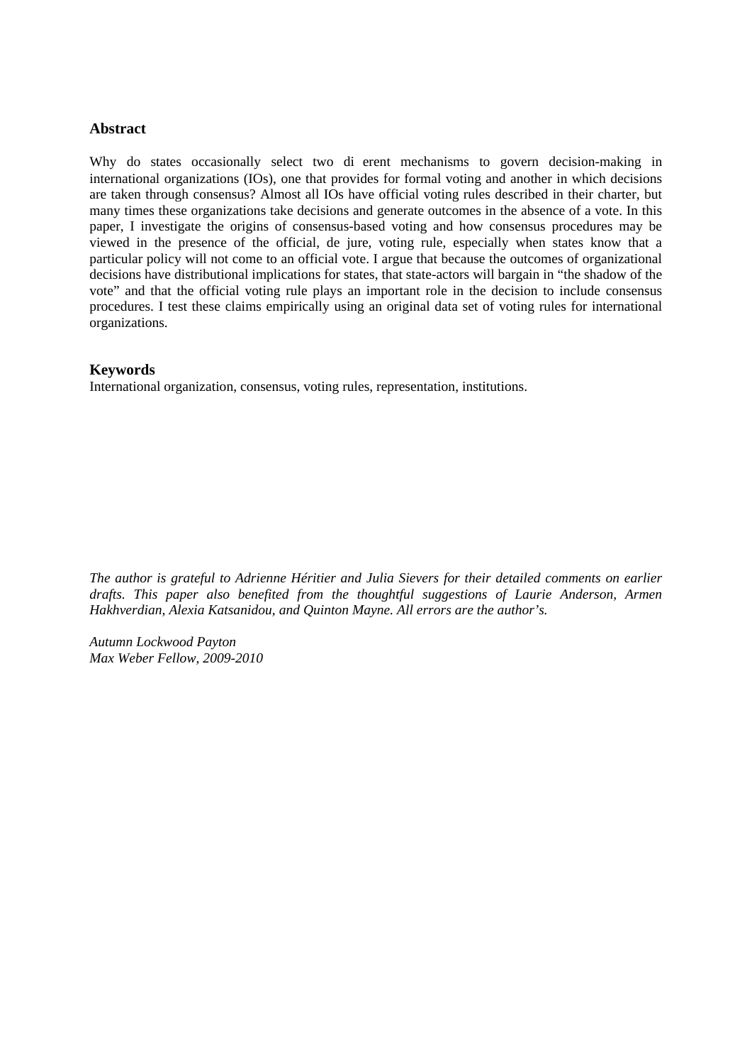## Abstract

Why do states occasionally select two di erent mechanisms to govern decision-making in international organizations (IOs), one that provides for formal voting and another in which decisions are taken through consensus? Almost all IOs have official voting rules described in their charter, but many times these organizations take decisions and generate outcomes in the absence of a vote. In this paper, I investigate the origins of consensus-based voting and how consensus procedures may be viewed in the presence of the official, de jure, voting rule, especially when states know that a particular policy will not come to an official vote. I argue that because the outcomes of organizational decisions have distributional implications for states, that state-actors will bargain in "the shadow of the vote" and that the official voting rule plays an important role in the decision to include consensus procedures. I test these claims empirically using an original data set of voting rules for international organizations.

## Keywords

International organization, consensus, voting rules, representation, institutions.

*The author is grateful to Adrienne Héritier and Julia Sievers for their detailed comments on earlier drafts. This paper also benefited from the thoughtful suggestions of Laurie Anderson, Armen Hakhverdian, Alexia Katsanidou, and Quinton Mayne. All errors are the author's.*

*Autumn Lockwood Payton*
*Max Weber Fellow, 2009-2010*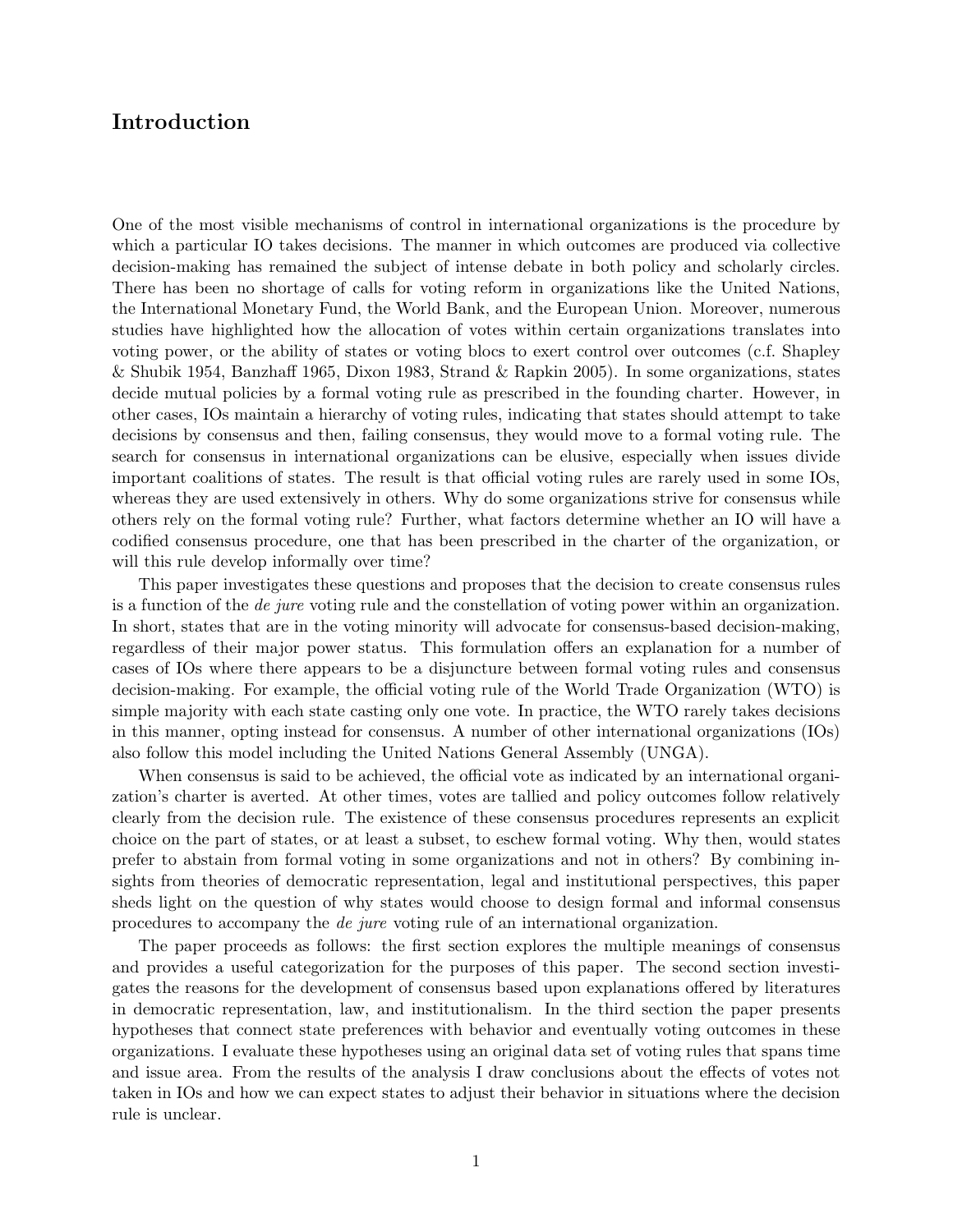## Introduction

One of the most visible mechanisms of control in international organizations is the procedure by which a particular IO takes decisions. The manner in which outcomes are produced via collective decision-making has remained the subject of intense debate in both policy and scholarly circles. There has been no shortage of calls for voting reform in organizations like the United Nations, the International Monetary Fund, the World Bank, and the European Union. Moreover, numerous studies have highlighted how the allocation of votes within certain organizations translates into voting power, or the ability of states or voting blocs to exert control over outcomes (c.f. Shapley & Shubik 1954, Banzhaff 1965, Dixon 1983, Strand & Rapkin 2005). In some organizations, states decide mutual policies by a formal voting rule as prescribed in the founding charter. However, in other cases, IOs maintain a hierarchy of voting rules, indicating that states should attempt to take decisions by consensus and then, failing consensus, they would move to a formal voting rule. The search for consensus in international organizations can be elusive, especially when issues divide important coalitions of states. The result is that official voting rules are rarely used in some IOs, whereas they are used extensively in others. Why do some organizations strive for consensus while others rely on the formal voting rule? Further, what factors determine whether an IO will have a codified consensus procedure, one that has been prescribed in the charter of the organization, or will this rule develop informally over time?

This paper investigates these questions and proposes that the decision to create consensus rules is a function of the *de jure* voting rule and the constellation of voting power within an organization. In short, states that are in the voting minority will advocate for consensus-based decision-making, regardless of their major power status. This formulation offers an explanation for a number of cases of IOs where there appears to be a disjuncture between formal voting rules and consensus decision-making. For example, the official voting rule of the World Trade Organization (WTO) is simple majority with each state casting only one vote. In practice, the WTO rarely takes decisions in this manner, opting instead for consensus. A number of other international organizations (IOs) also follow this model including the United Nations General Assembly (UNGA).

When consensus is said to be achieved, the official vote as indicated by an international organization's charter is averted. At other times, votes are tallied and policy outcomes follow relatively clearly from the decision rule. The existence of these consensus procedures represents an explicit choice on the part of states, or at least a subset, to eschew formal voting. Why then, would states prefer to abstain from formal voting in some organizations and not in others? By combining insights from theories of democratic representation, legal and institutional perspectives, this paper sheds light on the question of why states would choose to design formal and informal consensus procedures to accompany the *de jure* voting rule of an international organization.

The paper proceeds as follows: the first section explores the multiple meanings of consensus and provides a useful categorization for the purposes of this paper. The second section investigates the reasons for the development of consensus based upon explanations offered by literatures in democratic representation, law, and institutionalism. In the third section the paper presents hypotheses that connect state preferences with behavior and eventually voting outcomes in these organizations. I evaluate these hypotheses using an original data set of voting rules that spans time and issue area. From the results of the analysis I draw conclusions about the effects of votes not taken in IOs and how we can expect states to adjust their behavior in situations where the decision rule is unclear.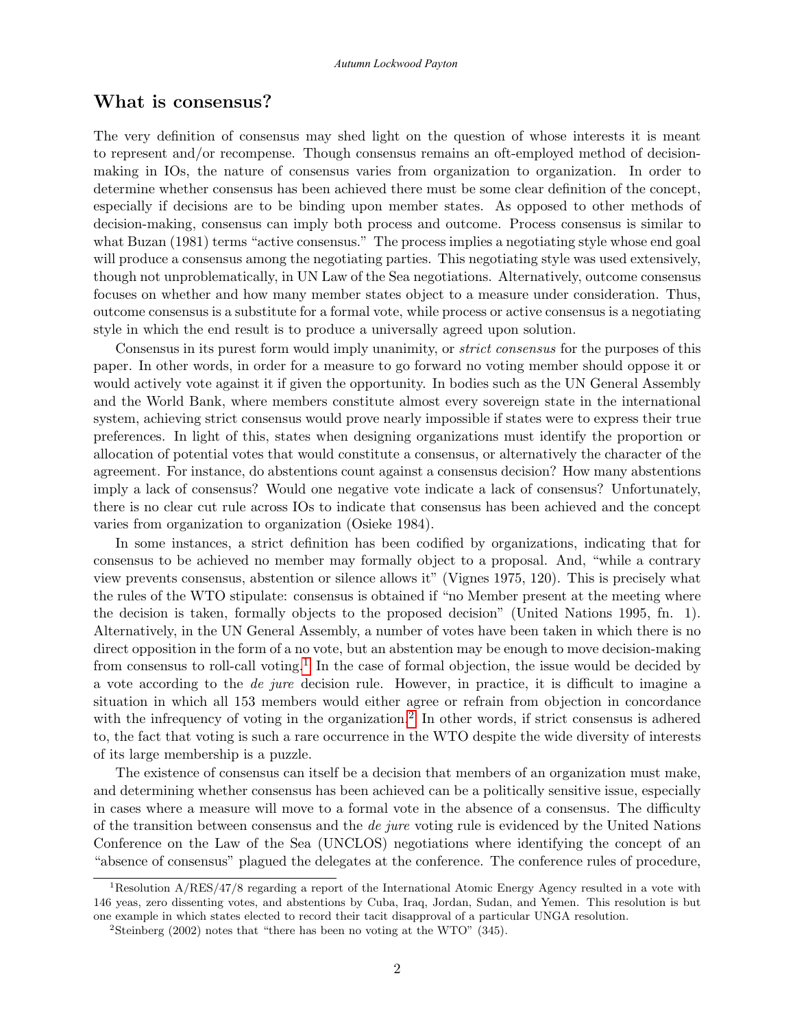## What is consensus?

The very definition of consensus may shed light on the question of whose interests it is meant to represent and/or recompense. Though consensus remains an oft-employed method of decision-making in IOs, the nature of consensus varies from organization to organization. In order to determine whether consensus has been achieved there must be some clear definition of the concept, especially if decisions are to be binding upon member states. As opposed to other methods of decision-making, consensus can imply both process and outcome. Process consensus is similar to what Buzan (1981) terms "active consensus." The process implies a negotiating style whose end goal will produce a consensus among the negotiating parties. This negotiating style was used extensively, though not unproblematically, in UN Law of the Sea negotiations. Alternatively, outcome consensus focuses on whether and how many member states object to a measure under consideration. Thus, outcome consensus is a substitute for a formal vote, while process or active consensus is a negotiating style in which the end result is to produce a universally agreed upon solution.

Consensus in its purest form would imply unanimity, or *strict consensus* for the purposes of this paper. In other words, in order for a measure to go forward no voting member should oppose it or would actively vote against it if given the opportunity. In bodies such as the UN General Assembly and the World Bank, where members constitute almost every sovereign state in the international system, achieving strict consensus would prove nearly impossible if states were to express their true preferences. In light of this, states when designing organizations must identify the proportion or allocation of potential votes that would constitute a consensus, or alternatively the character of the agreement. For instance, do abstentions count against a consensus decision? How many abstentions imply a lack of consensus? Would one negative vote indicate a lack of consensus? Unfortunately, there is no clear cut rule across IOs to indicate that consensus has been achieved and the concept varies from organization to organization (Osieke 1984).

In some instances, a strict definition has been codified by organizations, indicating that for consensus to be achieved no member may formally object to a proposal. And, "while a contrary view prevents consensus, abstention or silence allows it" (Vignes 1975, 120). This is precisely what the rules of the WTO stipulate: consensus is obtained if "no Member present at the meeting where the decision is taken, formally objects to the proposed decision" (United Nations 1995, fn. 1). Alternatively, in the UN General Assembly, a number of votes have been taken in which there is no direct opposition in the form of a no vote, but an abstention may be enough to move decision-making from consensus to roll-call voting.[1] In the case of formal objection, the issue would be decided by a vote according to the *de jure* decision rule. However, in practice, it is difficult to imagine a situation in which all 153 members would either agree or refrain from objection in concordance with the infrequency of voting in the organization.[2] In other words, if strict consensus is adhered to, the fact that voting is such a rare occurrence in the WTO despite the wide diversity of interests of its large membership is a puzzle.

The existence of consensus can itself be a decision that members of an organization must make, and determining whether consensus has been achieved can be a politically sensitive issue, especially in cases where a measure will move to a formal vote in the absence of a consensus. The difficulty of the transition between consensus and the *de jure* voting rule is evidenced by the United Nations Conference on the Law of the Sea (UNCLOS) negotiations where identifying the concept of an "absence of consensus" plagued the delegates at the conference. The conference rules of procedure,

[1] Resolution A/RES/47/8 regarding a report of the International Atomic Energy Agency resulted in a vote with 146 yeas, zero dissenting votes, and abstentions by Cuba, Iraq, Jordan, Sudan, and Yemen. This resolution is but one example in which states elected to record their tacit disapproval of a particular UNGA resolution.

[2] Steinberg (2002) notes that "there has been no voting at the WTO" (345).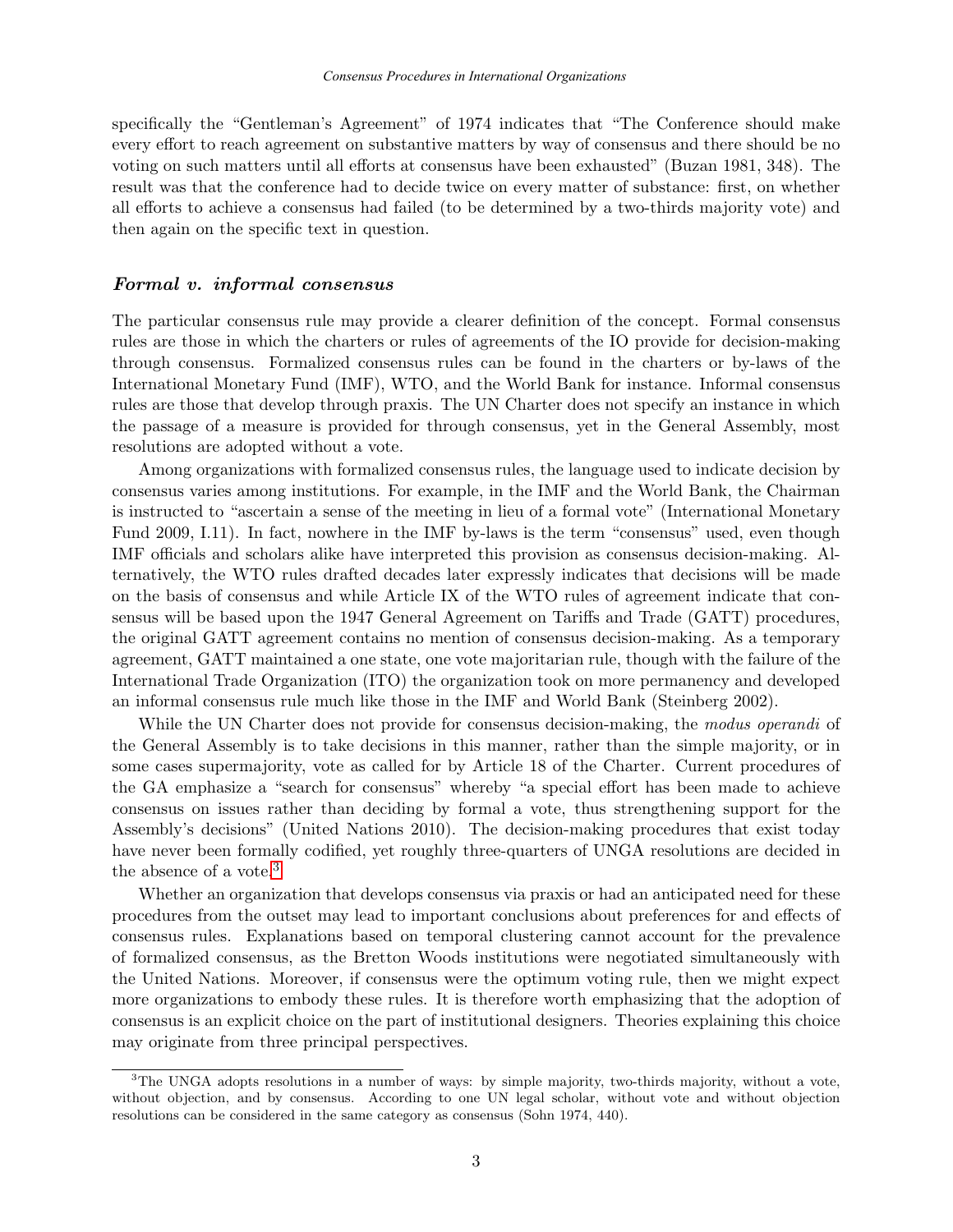specifically the "Gentleman's Agreement" of 1974 indicates that "The Conference should make every effort to reach agreement on substantive matters by way of consensus and there should be no voting on such matters until all efforts at consensus have been exhausted" (Buzan 1981, 348). The result was that the conference had to decide twice on every matter of substance: first, on whether all efforts to achieve a consensus had failed (to be determined by a two-thirds majority vote) and then again on the specific text in question.

### *Formal v. informal consensus*

The particular consensus rule may provide a clearer definition of the concept. Formal consensus rules are those in which the charters or rules of agreements of the IO provide for decision-making through consensus. Formalized consensus rules can be found in the charters or by-laws of the International Monetary Fund (IMF), WTO, and the World Bank for instance. Informal consensus rules are those that develop through praxis. The UN Charter does not specify an instance in which the passage of a measure is provided for through consensus, yet in the General Assembly, most resolutions are adopted without a vote.

Among organizations with formalized consensus rules, the language used to indicate decision by consensus varies among institutions. For example, in the IMF and the World Bank, the Chairman is instructed to "ascertain a sense of the meeting in lieu of a formal vote" (International Monetary Fund 2009, I.11). In fact, nowhere in the IMF by-laws is the term "consensus" used, even though IMF officials and scholars alike have interpreted this provision as consensus decision-making. Alternatively, the WTO rules drafted decades later expressly indicates that decisions will be made on the basis of consensus and while Article IX of the WTO rules of agreement indicate that consensus will be based upon the 1947 General Agreement on Tariffs and Trade (GATT) procedures, the original GATT agreement contains no mention of consensus decision-making. As a temporary agreement, GATT maintained a one state, one vote majoritarian rule, though with the failure of the International Trade Organization (ITO) the organization took on more permanency and developed an informal consensus rule much like those in the IMF and World Bank (Steinberg 2002).

While the UN Charter does not provide for consensus decision-making, the *modus operandi* of the General Assembly is to take decisions in this manner, rather than the simple majority, or in some cases supermajority, vote as called for by Article 18 of the Charter. Current procedures of the GA emphasize a "search for consensus" whereby "a special effort has been made to achieve consensus on issues rather than deciding by formal vote, thus strengthening support for the Assembly's decisions" (United Nations 2010). The decision-making procedures that exist today have never been formally codified, yet roughly three-quarters of UNGA resolutions are decided in the absence of a vote.[3]

Whether an organization that develops consensus via praxis or had an anticipated need for these procedures from the outset may lead to important conclusions about preferences for and effects of consensus rules. Explanations based on temporal clustering cannot account for the prevalence of formalized consensus, as the Bretton Woods institutions were negotiated simultaneously with the United Nations. Moreover, if consensus were the optimum voting rule, then we might expect more organizations to embody these rules. It is therefore worth emphasizing that the adoption of consensus is an explicit choice on the part of institutional designers. Theories explaining this choice may originate from three principal perspectives.

[3] The UNGA adopts resolutions in a number of ways: by simple majority, two-thirds majority, without a vote, without objection, and by consensus. According to one UN legal scholar, without vote and without objection resolutions can be considered in the same category as consensus (Sohn 1974, 440).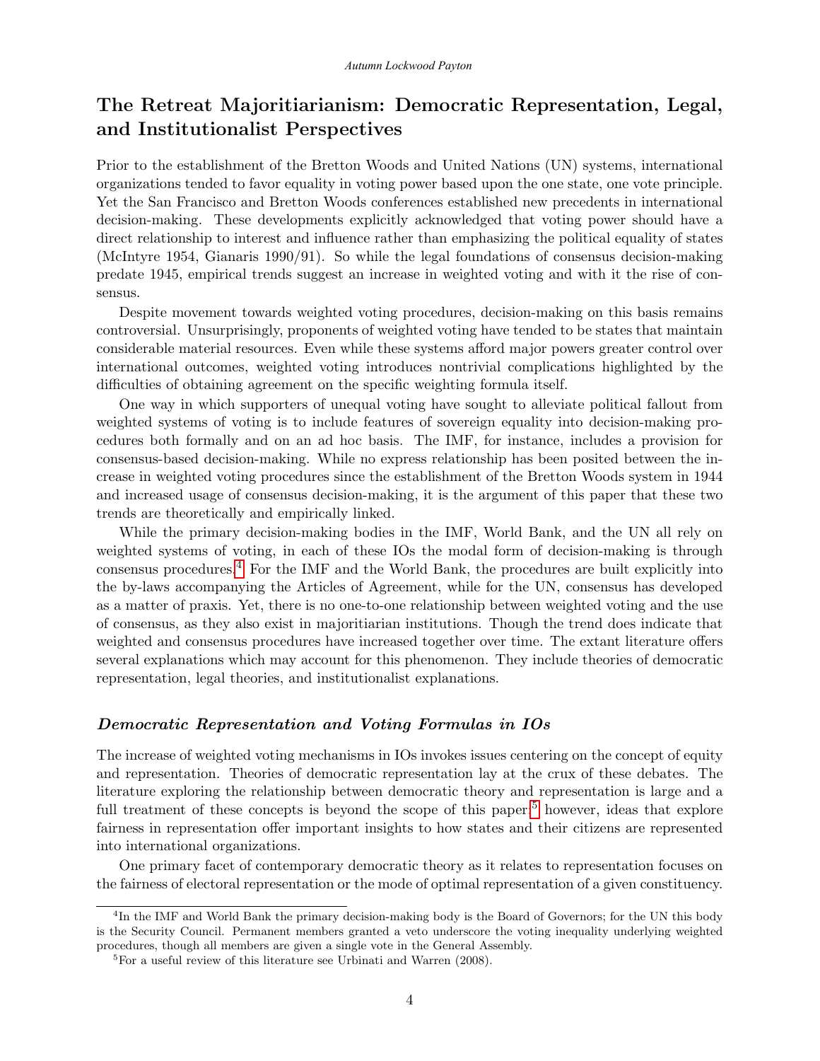## The Retreat Majoritiarianism: Democratic Representation, Legal, and Institutionalist Perspectives

Prior to the establishment of the Bretton Woods and United Nations (UN) systems, international organizations tended to favor equality in voting power based upon the one state, one vote principle. Yet the San Francisco and Bretton Woods conferences established new precedents in international decision-making. These developments explicitly acknowledged that voting power should have a direct relationship to interest and influence rather than emphasizing the political equality of states (McIntyre 1954, Gianaris 1990/91). So while the legal foundations of consensus decision-making predate 1945, empirical trends suggest an increase in weighted voting and with it the rise of consensus.

Despite movement towards weighted voting procedures, decision-making on this basis remains controversial. Unsurprisingly, proponents of weighted voting have tended to be states that maintain considerable material resources. Even while these systems afford major powers greater control over international outcomes, weighted voting introduces nontrivial complications highlighted by the difficulties of obtaining agreement on the specific weighting formula itself.

One way in which supporters of unequal voting have sought to alleviate political fallout from weighted systems of voting is to include features of sovereign equality into decision-making procedures both formally and on an ad hoc basis. The IMF, for instance, includes a provision for consensus-based decision-making. While no express relationship has been posited between the increase in weighted voting procedures since the establishment of the Bretton Woods system in 1944 and increased usage of consensus decision-making, it is the argument of this paper that these two trends are theoretically and empirically linked.

While the primary decision-making bodies in the IMF, World Bank, and the UN all rely on weighted systems of voting, in each of these IOs the modal form of decision-making is through consensus procedures.[4] For the IMF and the World Bank, the procedures are built explicitly into the by-laws accompanying the Articles of Agreement, while for the UN, consensus has developed as a matter of praxis. Yet, there is no one-to-one relationship between weighted voting and the use of consensus, as they also exist in majoritiarian institutions. Though the trend does indicate that weighted and consensus procedures have increased together over time. The extant literature offers several explanations which may account for this phenomenon. They include theories of democratic representation, legal theories, and institutionalist explanations.

### *Democratic Representation and Voting Formulas in IOs*

The increase of weighted voting mechanisms in IOs invokes issues centering on the concept of equity and representation. Theories of democratic representation lay at the crux of these debates. The literature exploring the relationship between democratic theory and representation is large and a full treatment of these concepts is beyond the scope of this paper;[5] however, ideas that explore fairness in representation offer important insights to how states and their citizens are represented into international organizations.

One primary facet of contemporary democratic theory as it relates to representation focuses on the fairness of electoral representation or the mode of optimal representation of a given constituency.

[4] In the IMF and World Bank the primary decision-making body is the Board of Governors; for the UN this body is the Security Council. Permanent members granted a veto underscore the voting inequality underlying weighted procedures, though all members are given a single vote in the General Assembly.

[5] For a useful review of this literature see Urbinati and Warren (2008).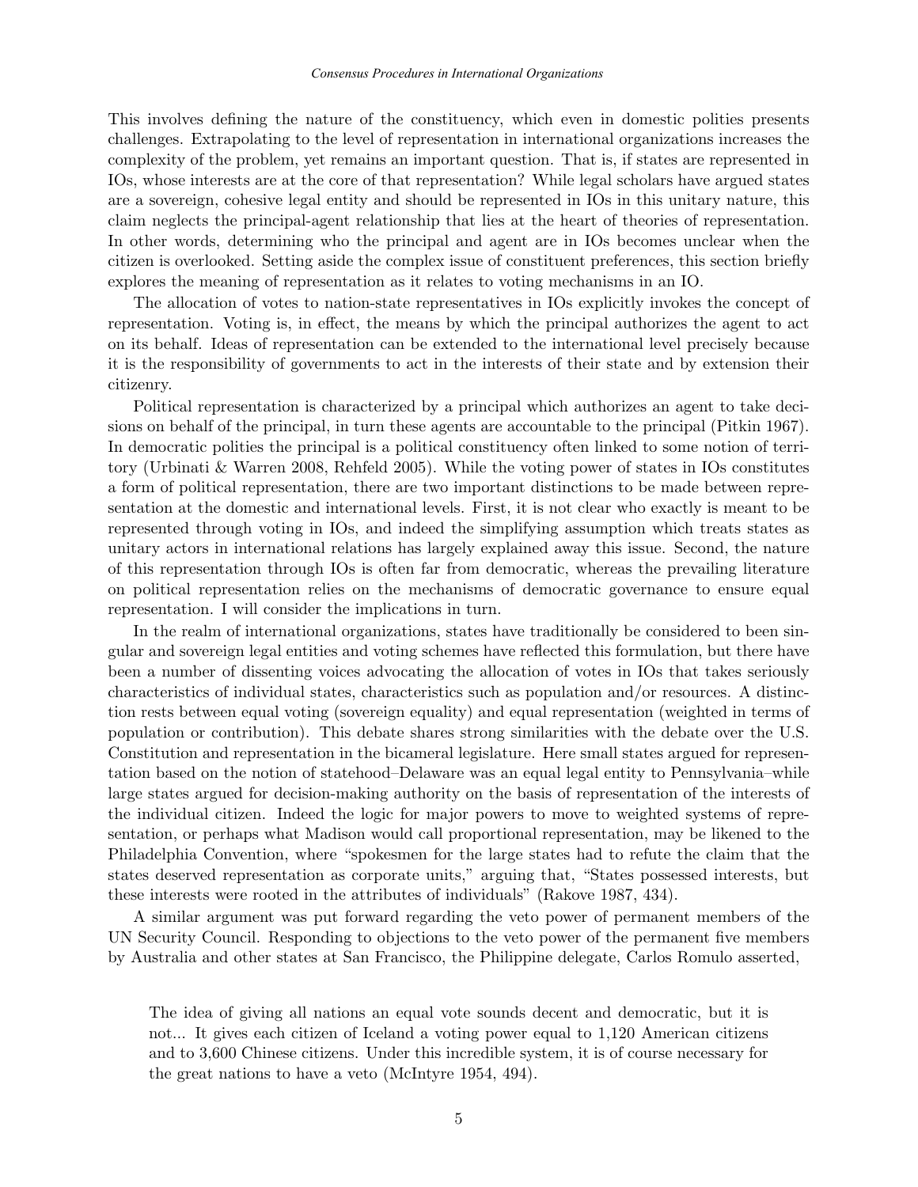This involves defining the nature of the constituency, which even in domestic polities presents challenges. Extrapolating to the level of representation in international organizations increases the complexity of the problem, yet remains an important question. That is, if states are represented in IOs, whose interests are at the core of that representation? While legal scholars have argued states are a sovereign, cohesive legal entity and should be represented in IOs in this unitary nature, this claim neglects the principal-agent relationship that lies at the heart of theories of representation. In other words, determining who the principal and agent are in IOs becomes unclear when the citizen is overlooked. Setting aside the complex issue of constituent preferences, this section briefly explores the meaning of representation as it relates to voting mechanisms in an IO.

The allocation of votes to nation-state representatives in IOs explicitly invokes the concept of representation. Voting is, in effect, the means by which the principal authorizes the agent to act on its behalf. Ideas of representation can be extended to the international level precisely because it is the responsibility of governments to act in the interests of their state and by extension their citizenry.

Political representation is characterized by a principal which authorizes an agent to take decisions on behalf of the principal, in turn these agents are accountable to the principal (Pitkin 1967). In democratic polities the principal is a political constituency often linked to some notion of territory (Urbinati & Warren 2008, Rehfeld 2005). While the voting power of states in IOs constitutes a form of political representation, there are two important distinctions to be made between representation at the domestic and international levels. First, it is not clear who exactly is meant to be represented through voting in IOs, and indeed the simplifying assumption which treats states as unitary actors in international relations has largely explained away this issue. Second, the nature of this representation through IOs is often far from democratic, whereas the prevailing literature on political representation relies on the mechanisms of democratic governance to ensure equal representation. I will consider the implications in turn.

In the realm of international organizations, states have traditionally be considered to been singular and sovereign legal entities and voting schemes have reflected this formulation, but there have been a number of dissenting voices advocating the allocation of votes in IOs that takes seriously characteristics of individual states, characteristics such as population and/or resources. A distinction rests between equal voting (sovereign equality) and equal representation (weighted in terms of population or contribution). This debate shares strong similarities with the debate over the U.S. Constitution and representation in the bicameral legislature. Here small states argued for representation based on the notion of statehood–Delaware was an equal legal entity to Pennsylvania–while large states argued for decision-making authority on the basis of representation of the interests of the individual citizen. Indeed the logic for major powers to move to weighted systems of representation, or perhaps what Madison would call proportional representation, may be likened to the Philadelphia Convention, where "spokesmen for the large states had to refute the claim that the states deserved representation as corporate units," arguing that, "States possessed interests, but these interests were rooted in the attributes of individuals" (Rakove 1987, 434).

A similar argument was put forward regarding the veto power of permanent members of the UN Security Council. Responding to objections to the veto power of the permanent five members by Australia and other states at San Francisco, the Philippine delegate, Carlos Romulo asserted,

> The idea of giving all nations an equal vote sounds decent and democratic, but it is not... It gives each citizen of Iceland a voting power equal to 1,120 American citizens and to 3,600 Chinese citizens. Under this incredible system, it is of course necessary for the great nations to have a veto (McIntyre 1954, 494).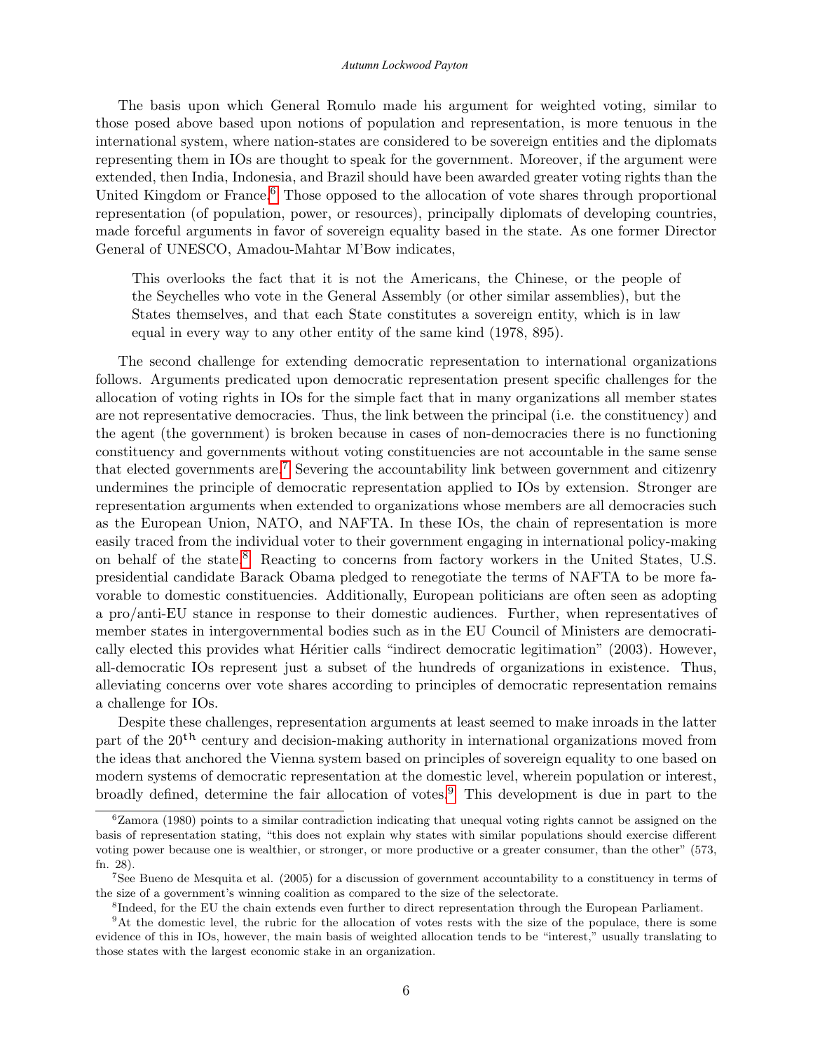The basis upon which General Romulo made his argument for weighted voting, similar to those posed above based upon notions of population and representation, is more tenuous in the international system, where nation-states are considered to be sovereign entities and the diplomats representing them in IOs are thought to speak for the government. Moreover, if the argument were extended, then India, Indonesia, and Brazil should have been awarded greater voting rights than the United Kingdom or France.[6] Those opposed to the allocation of vote shares through proportional representation (of population, power, or resources), principally diplomats of developing countries, made forceful arguments in favor of sovereign equality based in the state. As one former Director General of UNESCO, Amadou-Mahtar M'Bow indicates,

> This overlooks the fact that it is not the Americans, the Chinese, or the people of the Seychelles who vote in the General Assembly (or other similar assemblies), but the States themselves, and that each State constitutes a sovereign entity, which is in law equal in every way to any other entity of the same kind (1978, 895).

The second challenge for extending democratic representation to international organizations follows. Arguments predicated upon democratic representation present specific challenges for the allocation of voting rights in IOs for the simple fact that in many organizations all member states are not representative democracies. Thus, the link between the principal (i.e. the constituency) and the agent (the government) is broken because in cases of non-democracies there is no functioning constituency and governments without voting constituencies are not accountable in the same sense that elected governments are.[7] Severing the accountability link between government and citizenry undermines the principle of democratic representation applied to IOs by extension. Stronger are representation arguments when extended to organizations whose members are all democracies such as the European Union, NATO, and NAFTA. In these IOs, the chain of representation is more easily traced from the individual voter to their government engaging in international policy-making on behalf of the state.[8] Reacting to concerns from factory workers in the United States, U.S. presidential candidate Barack Obama pledged to renegotiate the terms of NAFTA to be more favorable to domestic constituencies. Additionally, European politicians are often seen as adopting a pro/anti-EU stance in response to their domestic audiences. Further, when representatives of member states in intergovernmental bodies such as in the EU Council of Ministers are democratically elected this provides what Héritier calls "indirect democratic legitimation" (2003). However, all-democratic IOs represent just a subset of the hundreds of organizations in existence. Thus, alleviating concerns over vote shares according to principles of democratic representation remains a challenge for IOs.

Despite these challenges, representation arguments at least seemed to make inroads in the latter part of the 20$^{\text{th}}$ century and decision-making authority in international organizations moved from the ideas that anchored the Vienna system based on principles of sovereign equality to one based on modern systems of democratic representation at the domestic level, wherein population or interest, broadly defined, determine the fair allocation of votes.[9] This development is due in part to the

[6] Zamora (1980) points to a similar contradiction indicating that unequal voting rights cannot be assigned on the basis of representation stating, "this does not explain why states with similar populations should exercise different voting power because one is wealthier, or stronger, or more productive or a greater consumer, than the other" (573, fn. 28).

[7] See Bueno de Mesquita et al. (2005) for a discussion of government accountability to a constituency in terms of the size of a government's winning coalition as compared to the size of the selectorate.

[8] Indeed, for the EU the chain extends even further to direct representation through the European Parliament.

[9] At the domestic level, the rubric for the allocation of votes rests with the size of the populace, there is some evidence of this in IOs, however, the main basis of weighted allocation tends to be "interest," usually translating to those states with the largest economic stake in an organization.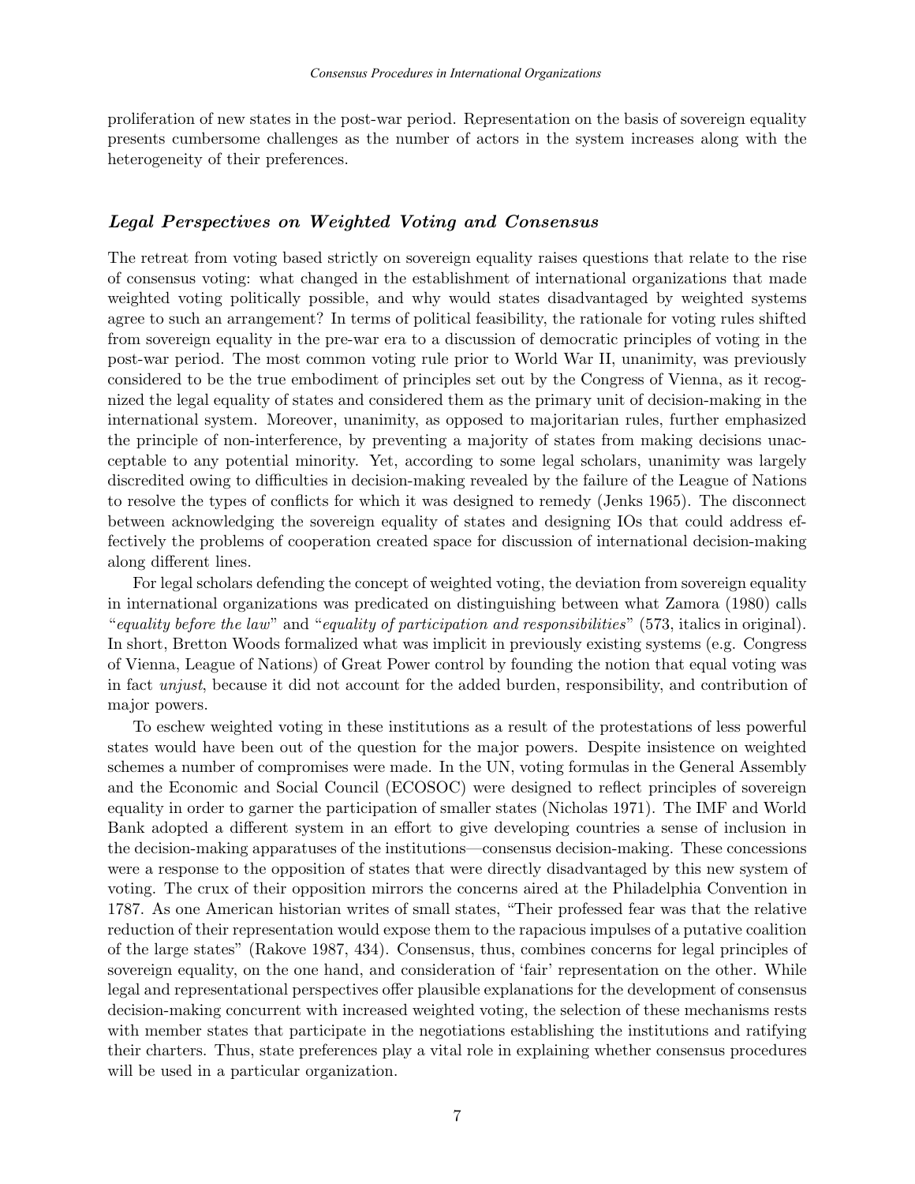proliferation of new states in the post-war period. Representation on the basis of sovereign equality presents cumbersome challenges as the number of actors in the system increases along with the heterogeneity of their preferences.

### *Legal Perspectives on Weighted Voting and Consensus*

The retreat from voting based strictly on sovereign equality raises questions that relate to the rise of consensus voting: what changed in the establishment of international organizations that made weighted voting politically possible, and why would states disadvantaged by weighted systems agree to such an arrangement? In terms of political feasibility, the rationale for voting rules shifted from sovereign equality in the pre-war era to a discussion of democratic principles of voting in the post-war period. The most common voting rule prior to World War II, unanimity, was previously considered to be the true embodiment of principles set out by the Congress of Vienna, as it recognized the legal equality of states and considered them as the primary unit of decision-making in the international system. Moreover, unanimity, as opposed to majoritarian rules, further emphasized the principle of non-interference, by preventing a majority of states from making decisions unacceptable to any potential minority. Yet, according to some legal scholars, unanimity was largely discredited owing to difficulties in decision-making revealed by the failure of the League of Nations to resolve the types of conflicts for which it was designed to remedy (Jenks 1965). The disconnect between acknowledging the sovereign equality of states and designing IOs that could address effectively the problems of cooperation created space for discussion of international decision-making along different lines.

For legal scholars defending the concept of weighted voting, the deviation from sovereign equality in international organizations was predicated on distinguishing between what Zamora (1980) calls "*equality before the law*" and "*equality of participation and responsibilities*" (573, italics in original). In short, Bretton Woods formalized what was implicit in previously existing systems (e.g. Congress of Vienna, League of Nations) of Great Power control by founding the notion that equal voting was in fact *unjust*, because it did not account for the added burden, responsibility, and contribution of major powers.

To eschew weighted voting in these institutions as a result of the protestations of less powerful states would have been out of the question for the major powers. Despite insistence on weighted schemes a number of compromises were made. In the UN, voting formulas in the General Assembly and the Economic and Social Council (ECOSOC) were designed to reflect principles of sovereign equality in order to garner the participation of smaller states (Nicholas 1971). The IMF and World Bank adopted a different system in an effort to give developing countries a sense of inclusion in the decision-making apparatuses of the institutions—consensus decision-making. These concessions were a response to the opposition of states that were directly disadvantaged by this new system of voting. The crux of their opposition mirrors the concerns aired at the Philadelphia Convention in 1787. As one American historian writes of small states, "Their professed fear was that the relative reduction of their representation would expose them to the rapacious impulses of a putative coalition of the large states" (Rakove 1987, 434). Consensus, thus, combines concerns for legal principles of sovereign equality, on the one hand, and consideration of 'fair' representation on the other. While legal and representational perspectives offer plausible explanations for the development of consensus decision-making concurrent with increased weighted voting, the selection of these mechanisms rests with member states that participate in the negotiations establishing the institutions and ratifying their charters. Thus, state preferences play a vital role in explaining whether consensus procedures will be used in a particular organization.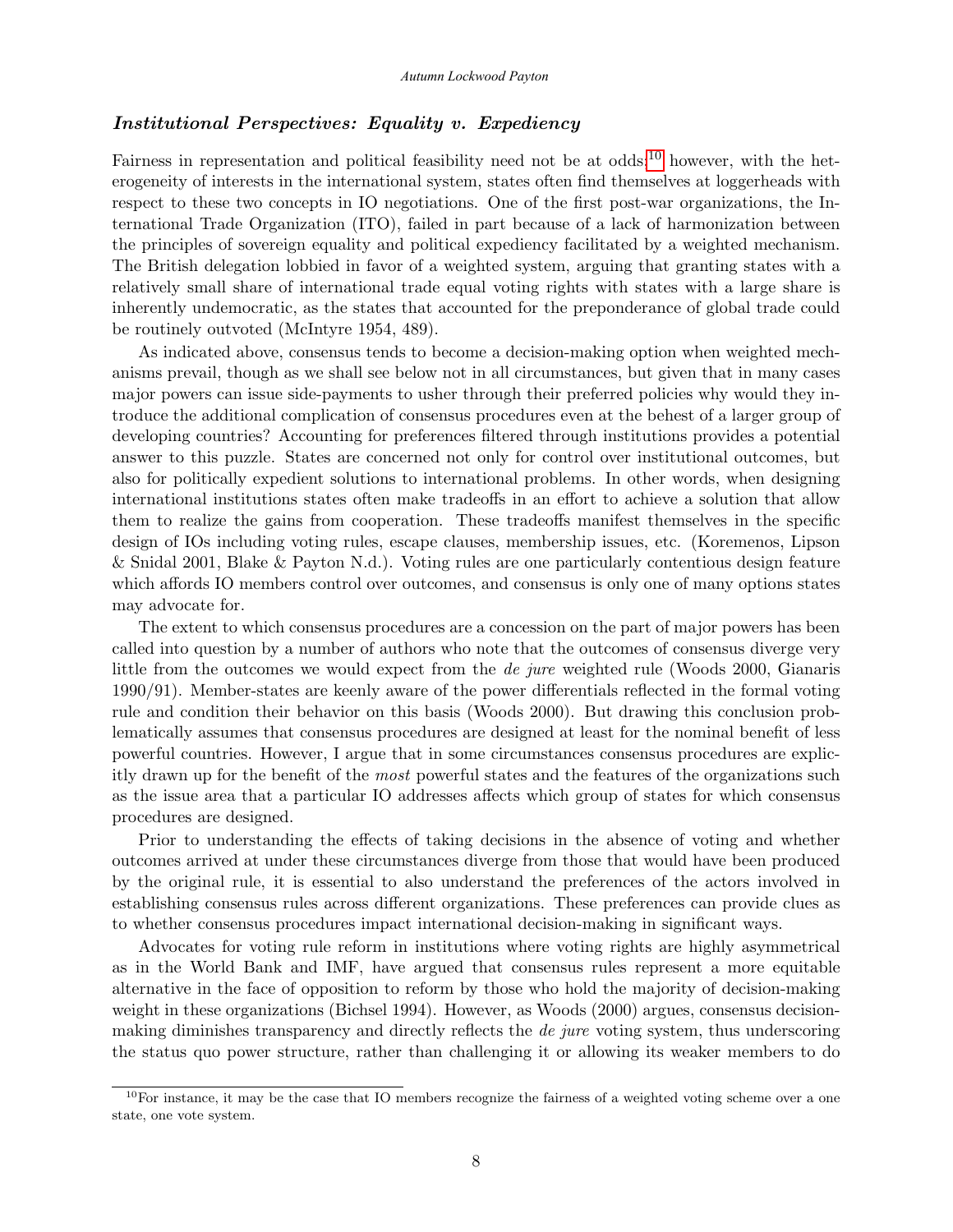### ***Institutional Perspectives: Equality v. Expediency***

Fairness in representation and political feasibility need not be at odds;[10] however, with the heterogeneity of interests in the international system, states often find themselves at loggerheads with respect to these two concepts in IO negotiations. One of the first post-war organizations, the International Trade Organization (ITO), failed in part because of a lack of harmonization between the principles of sovereign equality and political expediency facilitated by a weighted mechanism. The British delegation lobbied in favor of a weighted system, arguing that granting states with a relatively small share of international trade equal voting rights with states with a large share is inherently undemocratic, as the states that accounted for the preponderance of global trade could be routinely outvoted (McIntyre 1954, 489).

As indicated above, consensus tends to become a decision-making option when weighted mechanisms prevail, though as we shall see below not in all circumstances, but given that in many cases major powers can issue side-payments to usher through their preferred policies why would they introduce the additional complication of consensus procedures even at the behest of a larger group of developing countries? Accounting for preferences filtered through institutions provides a potential answer to this puzzle. States are concerned not only for control over institutional outcomes, but also for politically expedient solutions to international problems. In other words, when designing international institutions states often make tradeoffs in an effort to achieve a solution that allow them to realize the gains from cooperation. These tradeoffs manifest themselves in the specific design of IOs including voting rules, escape clauses, membership issues, etc. (Koremenos, Lipson & Snidal 2001, Blake & Payton N.d.). Voting rules are one particularly contentious design feature which affords IO members control over outcomes, and consensus is only one of many options states may advocate for.

The extent to which consensus procedures are a concession on the part of major powers has been called into question by a number of authors who note that the outcomes of consensus diverge very little from the outcomes we would expect from the *de jure* weighted rule (Woods 2000, Gianaris 1990/91). Member-states are keenly aware of the power differentials reflected in the formal voting rule and condition their behavior on this basis (Woods 2000). But drawing this conclusion problematically assumes that consensus procedures are designed at least for the nominal benefit of less powerful countries. However, I argue that in some circumstances consensus procedures are explicitly drawn up for the benefit of the *most* powerful states and the features of the organizations such as the issue area that a particular IO addresses affects which group of states for which consensus procedures are designed.

Prior to understanding the effects of taking decisions in the absence of voting and whether outcomes arrived at under these circumstances diverge from those that would have been produced by the original rule, it is essential to also understand the preferences of the actors involved in establishing consensus rules across different organizations. These preferences can provide clues as to whether consensus procedures impact international decision-making in significant ways.

Advocates for voting rule reform in institutions where voting rights are highly asymmetrical as in the World Bank and IMF, have argued that consensus rules represent a more equitable alternative in the face of opposition to reform by those who hold the majority of decision-making weight in these organizations (Bichsel 1994). However, as Woods (2000) argues, consensus decision-making diminishes transparency and directly reflects the *de jure* voting system, thus underscoring the status quo power structure, rather than challenging it or allowing its weaker members to do

[10] For instance, it may be the case that IO members recognize the fairness of a weighted voting scheme over a one state, one vote system.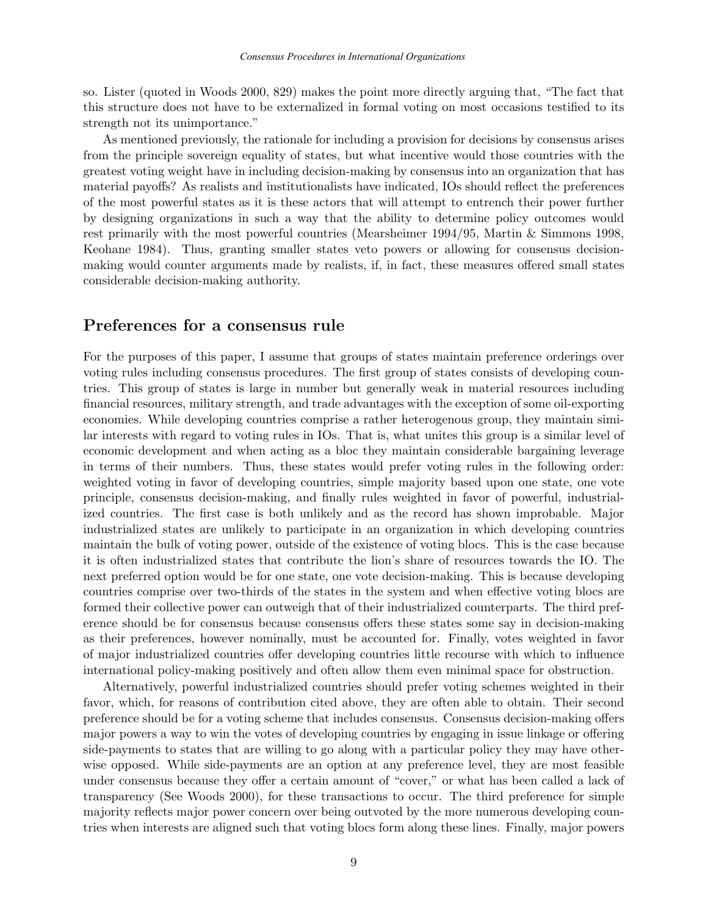so. Lister (quoted in Woods 2000, 829) makes the point more directly arguing that, "The fact that this structure does not have to be externalized in formal voting on most occasions testified to its strength not its unimportance."

As mentioned previously, the rationale for including a provision for decisions by consensus arises from the principle sovereign equality of states, but what incentive would those countries with the greatest voting weight have in including decision-making by consensus into an organization that has material payoffs? As realists and institutionalists have indicated, IOs should reflect the preferences of the most powerful states as it is these actors that will attempt to entrench their power further by designing organizations in such a way that the ability to determine policy outcomes would rest primarily with the most powerful countries (Mearsheimer 1994/95, Martin & Simmons 1998, Keohane 1984). Thus, granting smaller states veto powers or allowing for consensus decision-making would counter arguments made by realists, if, in fact, these measures offered small states considerable decision-making authority.

## Preferences for a consensus rule

For the purposes of this paper, I assume that groups of states maintain preference orderings over voting rules including consensus procedures. The first group of states consists of developing countries. This group of states is large in number but generally weak in material resources including financial resources, military strength, and trade advantages with the exception of some oil-exporting economies. While developing countries comprise a rather heterogenous group, they maintain similar interests with regard to voting rules in IOs. That is, what unites this group is a similar level of economic development and when acting as a bloc they maintain considerable bargaining leverage in terms of their numbers. Thus, these states would prefer voting rules in the following order: weighted voting in favor of developing countries, simple majority based upon one state, one vote principle, consensus decision-making, and finally rules weighted in favor of powerful, industrialized countries. The first case is both unlikely and as the record has shown improbable. Major industrialized states are unlikely to participate in an organization in which developing countries maintain the bulk of voting power, outside of the existence of voting blocs. This is the case because it is often industrialized states that contribute the lion's share of resources towards the IO. The next preferred option would be for one state, one vote decision-making. This is because developing countries comprise over two-thirds of the states in the system and when effective voting blocs are formed their collective power can outweigh that of their industrialized counterparts. The third preference should be for consensus because consensus offers these states some say in decision-making as their preferences, however nominally, must be accounted for. Finally, votes weighted in favor of major industrialized countries offer developing countries little recourse with which to influence international policy-making positively and often allow them even minimal space for obstruction.

Alternatively, powerful industrialized countries should prefer voting schemes weighted in their favor, which, for reasons of contribution cited above, they are often able to obtain. Their second preference should be for a voting scheme that includes consensus. Consensus decision-making offers major powers a way to win the votes of developing countries by engaging in issue linkage or offering side-payments to states that are willing to go along with a particular policy they may have otherwise opposed. While side-payments are an option at any preference level, they are most feasible under consensus because they offer a certain amount of "cover," or what has been called a lack of transparency (See Woods 2000), for these transactions to occur. The third preference for simple majority reflects major power concern over being outvoted by the more numerous developing countries when interests are aligned such that voting blocs form along these lines. Finally, major powers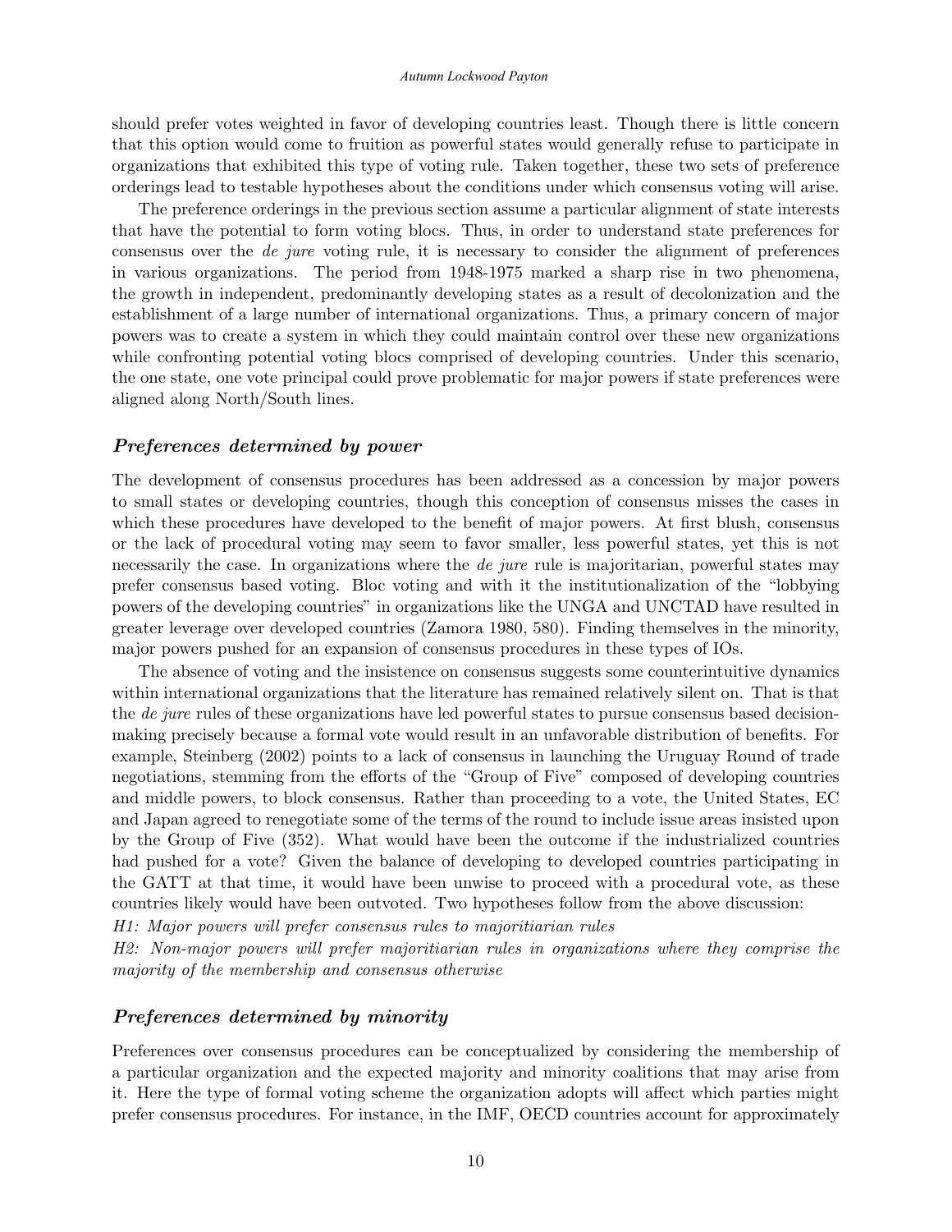should prefer votes weighted in favor of developing countries least. Though there is little concern that this option would come to fruition as powerful states would generally refuse to participate in organizations that exhibited this type of voting rule. Taken together, these two sets of preference orderings lead to testable hypotheses about the conditions under which consensus voting will arise.

The preference orderings in the previous section assume a particular alignment of state interests that have the potential to form voting blocs. Thus, in order to understand state preferences for consensus over the *de jure* voting rule, it is necessary to consider the alignment of preferences in various organizations. The period from 1948-1975 marked a sharp rise in two phenomena, the growth in independent, predominantly developing states as a result of decolonization and the establishment of a large number of international organizations. Thus, a primary concern of major powers was to create a system in which they could maintain control over these new organizations while confronting potential voting blocs comprised of developing countries. Under this scenario, the one state, one vote principal could prove problematic for major powers if state preferences were aligned along North/South lines.

### *Preferences determined by power*

The development of consensus procedures has been addressed as a concession by major powers to small states or developing countries, though this conception of consensus misses the cases in which these procedures have developed to the benefit of major powers. At first blush, consensus or the lack of procedural voting may seem to favor smaller, less powerful states, yet this is not necessarily the case. In organizations where the *de jure* rule is majoritarian, powerful states may prefer consensus based voting. Bloc voting and with it the institutionalization of the "lobbying powers of the developing countries" in organizations like the UNGA and UNCTAD have resulted in greater leverage over developed countries (Zamora 1980, 580). Finding themselves in the minority, major powers pushed for an expansion of consensus procedures in these types of IOs.

The absence of voting and the insistence on consensus suggests some counterintuitive dynamics within international organizations that the literature has remained relatively silent on. That is that the *de jure* rules of these organizations have led powerful states to pursue consensus based decision-making precisely because a formal vote would result in an unfavorable distribution of benefits. For example, Steinberg (2002) points to a lack of consensus in launching the Uruguay Round of trade negotiations, stemming from the efforts of the "Group of Five" composed of developing countries and middle powers, to block consensus. Rather than proceeding to a vote, the United States, EC and Japan agreed to renegotiate some of the terms of the round to include issue areas insisted upon by the Group of Five (352). What would have been the outcome if the industrialized countries had pushed for a vote? Given the balance of developing to developed countries participating in the GATT at that time, it would have been unwise to proceed with a procedural vote, as these countries likely would have been outvoted. Two hypotheses follow from the above discussion:

*H1: Major powers will prefer consensus rules to majoritiarian rules*

*H2: Non-major powers will prefer majoritiarian rules in organizations where they comprise the majority of the membership and consensus otherwise*

### *Preferences determined by minority*

Preferences over consensus procedures can be conceptualized by considering the membership of a particular organization and the expected majority and minority coalitions that may arise from it. Here the type of formal voting scheme the organization adopts will affect which parties might prefer consensus procedures. For instance, in the IMF, OECD countries account for approximately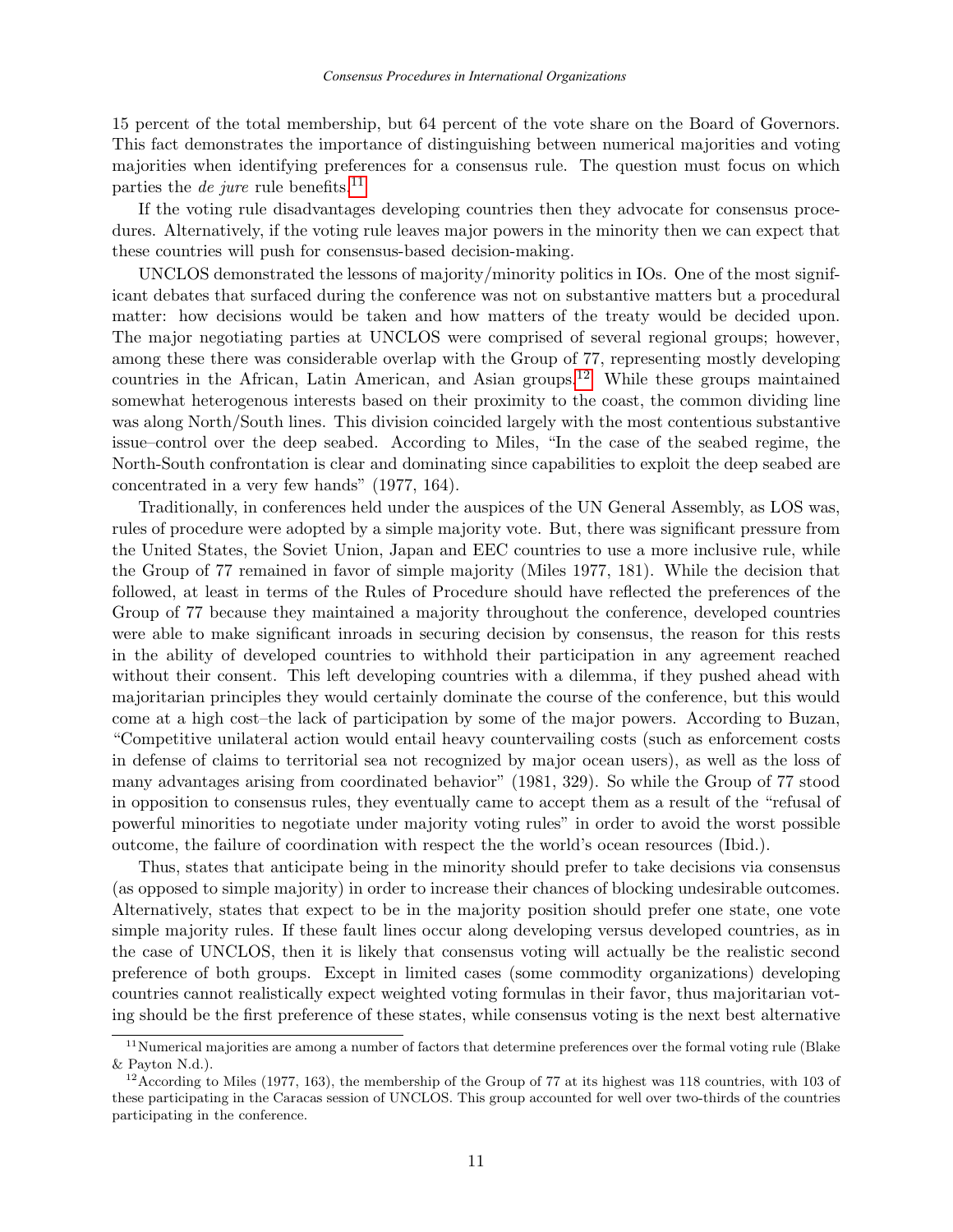15 percent of the total membership, but 64 percent of the vote share on the Board of Governors. This fact demonstrates the importance of distinguishing between numerical majorities and voting majorities when identifying preferences for a consensus rule. The question must focus on which parties the *de jure* rule benefits.[11]

If the voting rule disadvantages developing countries then they advocate for consensus procedures. Alternatively, if the voting rule leaves major powers in the minority then we can expect that these countries will push for consensus-based decision-making.

UNCLOS demonstrated the lessons of majority/minority politics in IOs. One of the most significant debates that surfaced during the conference was not on substantive matters but a procedural matter: how decisions would be taken and how matters of the treaty would be decided upon. The major negotiating parties at UNCLOS were comprised of several regional groups; however, among these there was considerable overlap with the Group of 77, representing mostly developing countries in the African, Latin American, and Asian groups.[12] While these groups maintained somewhat heterogenous interests based on their proximity to the coast, the common dividing line was along North/South lines. This division coincided largely with the most contentious substantive issue–control over the deep seabed. According to Miles, "In the case of the seabed regime, the North-South confrontation is clear and dominating since capabilities to exploit the deep seabed are concentrated in a very few hands" (1977, 164).

Traditionally, in conferences held under the auspices of the UN General Assembly, as LOS was, rules of procedure were adopted by a simple majority vote. But, there was significant pressure from the United States, the Soviet Union, Japan and EEC countries to use a more inclusive rule, while the Group of 77 remained in favor of simple majority (Miles 1977, 181). While the decision that followed, at least in terms of the Rules of Procedure should have reflected the preferences of the Group of 77 because they maintained a majority throughout the conference, developed countries were able to make significant inroads in securing decision by consensus, the reason for this rests in the ability of developed countries to withhold their participation in any agreement reached without their consent. This left developing countries with a dilemma, if they pushed ahead with majoritarian principles they would certainly dominate the course of the conference, but this would come at a high cost–the lack of participation by some of the major powers. According to Buzan, "Competitive unilateral action would entail heavy countervailing costs (such as enforcement costs in defense of claims to territorial sea not recognized by major ocean users), as well as the loss of many advantages arising from coordinated behavior" (1981, 329). So while the Group of 77 stood in opposition to consensus rules, they eventually came to accept them as a result of the "refusal of powerful minorities to negotiate under majority voting rules" in order to avoid the worst possible outcome, the failure of coordination with respect the the world's ocean resources (Ibid.).

Thus, states that anticipate being in the minority should prefer to take decisions via consensus (as opposed to simple majority) in order to increase their chances of blocking undesirable outcomes. Alternatively, states that expect to be in the majority position should prefer one state, one vote simple majority rules. If these fault lines occur along developing versus developed countries, as in the case of UNCLOS, then it is likely that consensus voting will actually be the realistic second preference of both groups. Except in limited cases (some commodity organizations) developing countries cannot realistically expect weighted voting formulas in their favor, thus majoritarian voting should be the first preference of these states, while consensus voting is the next best alternative

[11] Numerical majorities are among a number of factors that determine preferences over the formal voting rule (Blake & Payton N.d.).

[12] According to Miles (1977, 163), the membership of the Group of 77 at its highest was 118 countries, with 103 of these participating in the Caracas session of UNCLOS. This group accounted for well over two-thirds of the countries participating in the conference.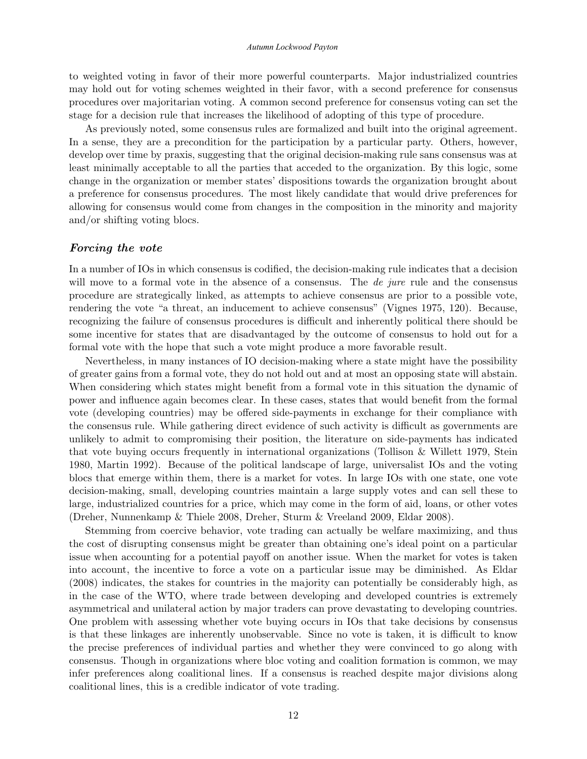to weighted voting in favor of their more powerful counterparts. Major industrialized countries may hold out for voting schemes weighted in their favor, with a second preference for consensus procedures over majoritarian voting. A common second preference for consensus voting can set the stage for a decision rule that increases the likelihood of adopting of this type of procedure.

As previously noted, some consensus rules are formalized and built into the original agreement. In a sense, they are a precondition for the participation by a particular party. Others, however, develop over time by praxis, suggesting that the original decision-making rule sans consensus was at least minimally acceptable to all the parties that acceded to the organization. By this logic, some change in the organization or member states' dispositions towards the organization brought about a preference for consensus procedures. The most likely candidate that would drive preferences for allowing for consensus would come from changes in the composition in the minority and majority and/or shifting voting blocs.

### *Forcing the vote*

In a number of IOs in which consensus is codified, the decision-making rule indicates that a decision will move to a formal vote in the absence of a consensus. The *de jure* rule and the consensus procedure are strategically linked, as attempts to achieve consensus are prior to a possible vote, rendering the vote "a threat, an inducement to achieve consensus" (Vignes 1975, 120). Because, recognizing the failure of consensus procedures is difficult and inherently political there should be some incentive for states that are disadvantaged by the outcome of consensus to hold out for a formal vote with the hope that such a vote might produce a more favorable result.

Nevertheless, in many instances of IO decision-making where a state might have the possibility of greater gains from a formal vote, they do not hold out and at most an opposing state will abstain. When considering which states might benefit from a formal vote in this situation the dynamic of power and influence again becomes clear. In these cases, states that would benefit from the formal vote (developing countries) may be offered side-payments in exchange for their compliance with the consensus rule. While gathering direct evidence of such activity is difficult as governments are unlikely to admit to compromising their position, the literature on side-payments has indicated that vote buying occurs frequently in international organizations (Tollison & Willett 1979, Stein 1980, Martin 1992). Because of the political landscape of large, universalist IOs and the voting blocs that emerge within them, there is a market for votes. In large IOs with one state, one vote decision-making, small, developing countries maintain a large supply votes and can sell these to large, industrialized countries for a price, which may come in the form of aid, loans, or other votes (Dreher, Nunnenkamp & Thiele 2008, Dreher, Sturm & Vreeland 2009, Eldar 2008).

Stemming from coercive behavior, vote trading can actually be welfare maximizing, and thus the cost of disrupting consensus might be greater than obtaining one's ideal point on a particular issue when accounting for a potential payoff on another issue. When the market for votes is taken into account, the incentive to force a vote on a particular issue may be diminished. As Eldar (2008) indicates, the stakes for countries in the majority can potentially be considerably high, as in the case of the WTO, where trade between developing and developed countries is extremely asymmetrical and unilateral action by major traders can prove devastating to developing countries. One problem with assessing whether vote buying occurs in IOs that take decisions by consensus is that these linkages are inherently unobservable. Since no vote is taken, it is difficult to know the precise preferences of individual parties and whether they were convinced to go along with consensus. Though in organizations where bloc voting and coalition formation is common, we may infer preferences along coalitional lines. If a consensus is reached despite major divisions along coalitional lines, this is a credible indicator of vote trading.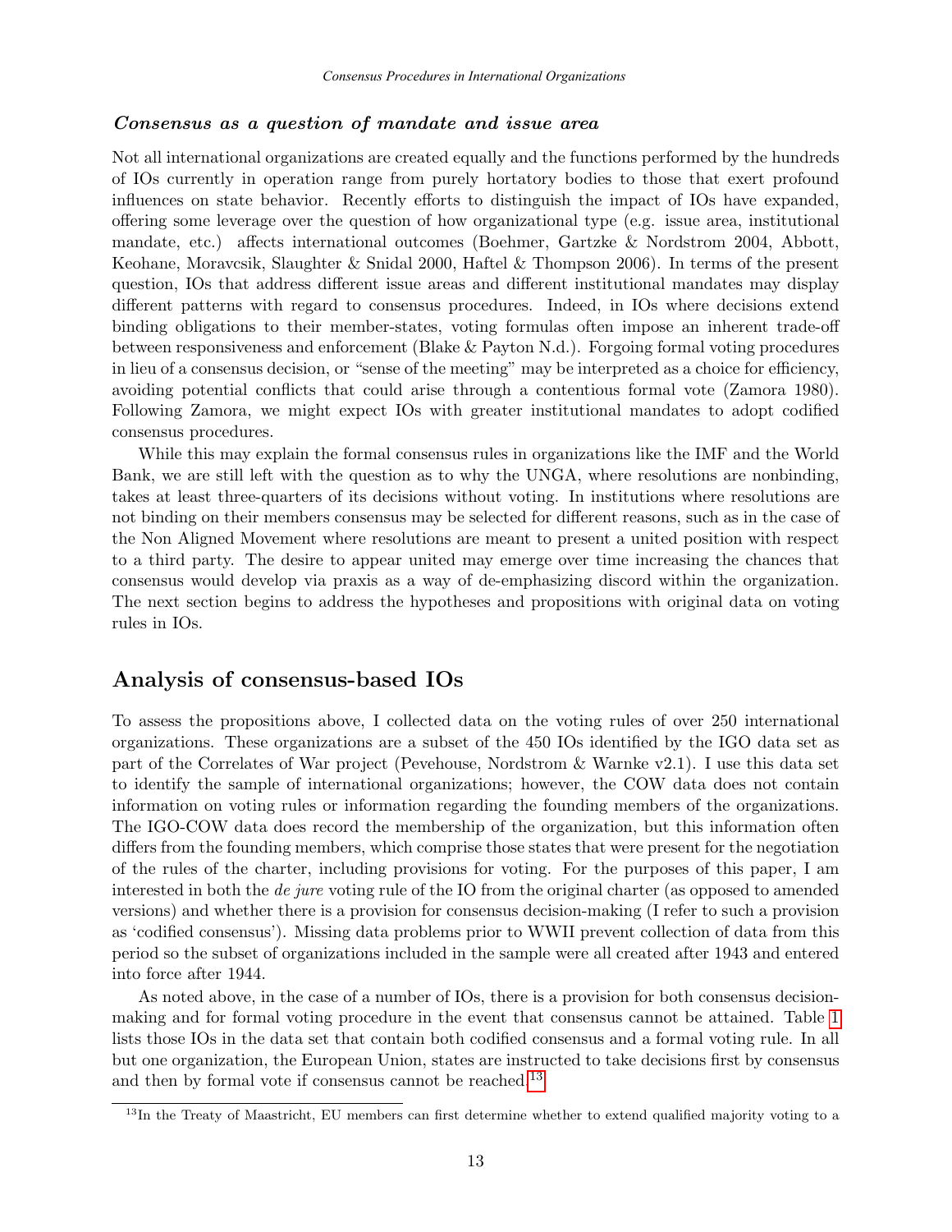#### ***Consensus as a question of mandate and issue area***

Not all international organizations are created equally and the functions performed by the hundreds of IOs currently in operation range from purely hortatory bodies to those that exert profound influences on state behavior. Recently efforts to distinguish the impact of IOs have expanded, offering some leverage over the question of how organizational type (e.g. issue area, institutional mandate, etc.) affects international outcomes (Boehmer, Gartzke & Nordstrom 2004, Abbott, Keohane, Moravcsik, Slaughter & Snidal 2000, Haftel & Thompson 2006). In terms of the present question, IOs that address different issue areas and different institutional mandates may display different patterns with regard to consensus procedures. Indeed, in IOs where decisions extend binding obligations to their member-states, voting formulas often impose an inherent trade-off between responsiveness and enforcement (Blake & Payton N.d.). Forgoing formal voting procedures in lieu of a consensus decision, or "sense of the meeting" may be interpreted as a choice for efficiency, avoiding potential conflicts that could arise through a contentious formal vote (Zamora 1980). Following Zamora, we might expect IOs with greater institutional mandates to adopt codified consensus procedures.

While this may explain the formal consensus rules in organizations like the IMF and the World Bank, we are still left with the question as to why the UNGA, where resolutions are nonbinding, takes at least three-quarters of its decisions without voting. In institutions where resolutions are not binding on their members consensus may be selected for different reasons, such as in the case of the Non Aligned Movement where resolutions are meant to present a united position with respect to a third party. The desire to appear united may emerge over time increasing the chances that consensus would develop via praxis as a way of de-emphasizing discord within the organization. The next section begins to address the hypotheses and propositions with original data on voting rules in IOs.

## Analysis of consensus-based IOs

To assess the propositions above, I collected data on the voting rules of over 250 international organizations. These organizations are a subset of the 450 IOs identified by the IGO data set as part of the Correlates of War project (Pevehouse, Nordstrom & Warnke v2.1). I use this data set to identify the sample of international organizations; however, the COW data does not contain information on voting rules or information regarding the founding members of the organizations. The IGO-COW data does record the membership of the organization, but this information often differs from the founding members, which comprise those states that were present for the negotiation of the rules of the charter, including provisions for voting. For the purposes of this paper, I am interested in both the *de jure* voting rule of the IO from the original charter (as opposed to amended versions) and whether there is a provision for consensus decision-making (I refer to such a provision as 'codified consensus'). Missing data problems prior to WWII prevent collection of data from this period so the subset of organizations included in the sample were all created after 1943 and entered into force after 1944.

As noted above, in the case of a number of IOs, there is a provision for both consensus decision-making and for formal voting procedure in the event that consensus cannot be attained. Table 1 lists those IOs in the data set that contain both codified consensus and a formal voting rule. In all but one organization, the European Union, states are instructed to take decisions first by consensus and then by formal vote if consensus cannot be reached.[13]

[13] In the Treaty of Maastricht, EU members can first determine whether to extend qualified majority voting to a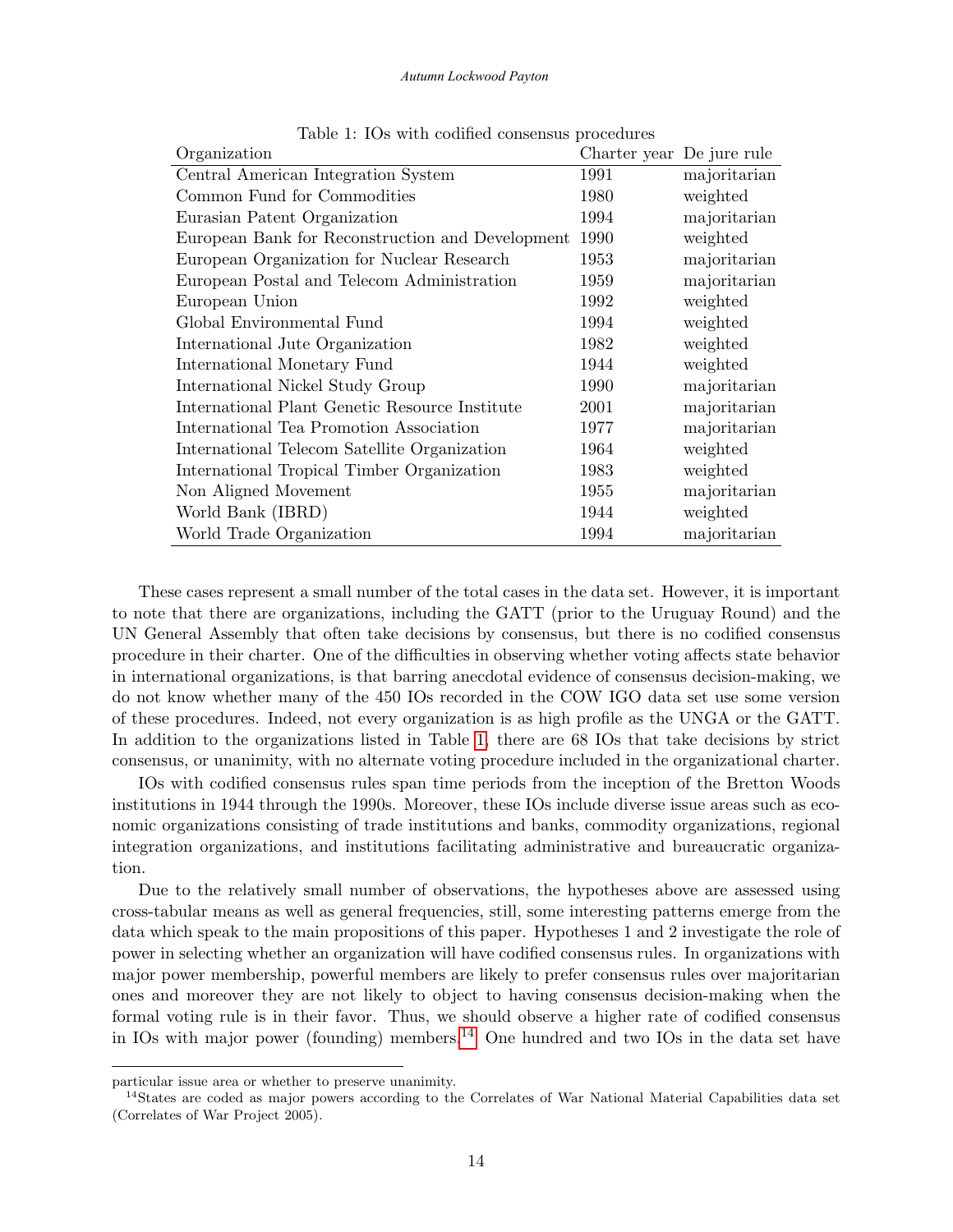Table 1: IOs with codified consensus procedures

| Organization | Charter year | De jure rule |
|---|---|---|
| Central American Integration System | 1991 | majoritarian |
| Common Fund for Commodities | 1980 | weighted |
| Eurasian Patent Organization | 1994 | majoritarian |
| European Bank for Reconstruction and Development | 1990 | weighted |
| European Organization for Nuclear Research | 1953 | majoritarian |
| European Postal and Telecom Administration | 1959 | majoritarian |
| European Union | 1992 | weighted |
| Global Environmental Fund | 1994 | weighted |
| International Jute Organization | 1982 | weighted |
| International Monetary Fund | 1944 | weighted |
| International Nickel Study Group | 1990 | majoritarian |
| International Plant Genetic Resource Institute | 2001 | majoritarian |
| International Tea Promotion Association | 1977 | majoritarian |
| International Telecom Satellite Organization | 1964 | weighted |
| International Tropical Timber Organization | 1983 | weighted |
| Non Aligned Movement | 1955 | majoritarian |
| World Bank (IBRD) | 1944 | weighted |
| World Trade Organization | 1994 | majoritarian |

These cases represent a small number of the total cases in the data set. However, it is important to note that there are organizations, including the GATT (prior to the Uruguay Round) and the UN General Assembly that often take decisions by consensus, but there is no codified consensus procedure in their charter. One of the difficulties in observing whether voting affects state behavior in international organizations, is that barring anecdotal evidence of consensus decision-making, we do not know whether many of the 450 IOs recorded in the COW IGO data set use some version of these procedures. Indeed, not every organization is as high profile as the UNGA or the GATT. In addition to the organizations listed in Table 1, there are 68 IOs that take decisions by strict consensus, or unanimity, with no alternate voting procedure included in the organizational charter.

IOs with codified consensus rules span time periods from the inception of the Bretton Woods institutions in 1944 through the 1990s. Moreover, these IOs include diverse issue areas such as economic organizations consisting of trade institutions and banks, commodity organizations, regional integration organizations, and institutions facilitating administrative and bureaucratic organization.

Due to the relatively small number of observations, the hypotheses above are assessed using cross-tabular means as well as general frequencies, still, some interesting patterns emerge from the data which speak to the main propositions of this paper. Hypotheses 1 and 2 investigate the role of power in selecting whether an organization will have codified consensus rules. In organizations with major power membership, powerful members are likely to prefer consensus rules over majoritarian ones and moreover they are not likely to object to having consensus decision-making when the formal voting rule is in their favor. Thus, we should observe a higher rate of codified consensus in IOs with major power (founding) members.[14] One hundred and two IOs in the data set have

particular issue area or whether to preserve unanimity.

[14] States are coded as major powers according to the Correlates of War National Material Capabilities data set (Correlates of War Project 2005).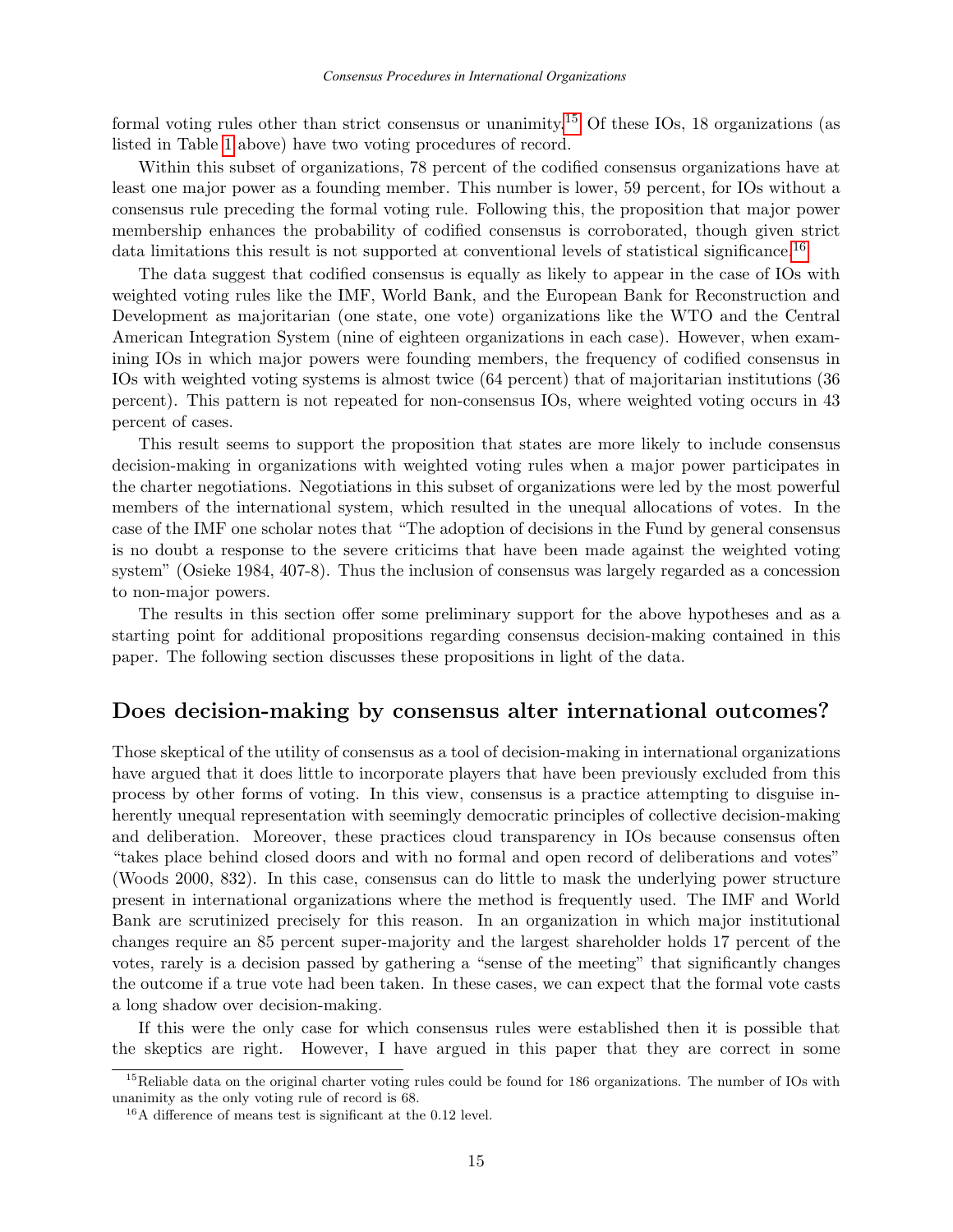formal voting rules other than strict consensus or unanimity.[15] Of these IOs, 18 organizations (as listed in Table 1 above) have two voting procedures of record.

Within this subset of organizations, 78 percent of the codified consensus organizations have at least one major power as a founding member. This number is lower, 59 percent, for IOs without a consensus rule preceding the formal voting rule. Following this, the proposition that major power membership enhances the probability of codified consensus is corroborated, though given strict data limitations this result is not supported at conventional levels of statistical significance.[16]

The data suggest that codified consensus is equally as likely to appear in the case of IOs with weighted voting rules like the IMF, World Bank, and the European Bank for Reconstruction and Development as majoritarian (one state, one vote) organizations like the WTO and the Central American Integration System (nine of eighteen organizations in each case). However, when examining IOs in which major powers were founding members, the frequency of codified consensus in IOs with weighted voting systems is almost twice (64 percent) that of majoritarian institutions (36 percent). This pattern is not repeated for non-consensus IOs, where weighted voting occurs in 43 percent of cases.

This result seems to support the proposition that states are more likely to include consensus decision-making in organizations with weighted voting rules when a major power participates in the charter negotiations. Negotiations in this subset of organizations were led by the most powerful members of the international system, which resulted in the unequal allocations of votes. In the case of the IMF one scholar notes that "The adoption of decisions in the Fund by general consensus is no doubt a response to the severe criticims that have been made against the weighted voting system" (Osieke 1984, 407-8). Thus the inclusion of consensus was largely regarded as a concession to non-major powers.

The results in this section offer some preliminary support for the above hypotheses and as a starting point for additional propositions regarding consensus decision-making contained in this paper. The following section discusses these propositions in light of the data.

## Does decision-making by consensus alter international outcomes?

Those skeptical of the utility of consensus as a tool of decision-making in international organizations have argued that it does little to incorporate players that have been previously excluded from this process by other forms of voting. In this view, consensus is a practice attempting to disguise inherently unequal representation with seemingly democratic principles of collective decision-making and deliberation. Moreover, these practices cloud transparency in IOs because consensus often "takes place behind closed doors and with no formal and open record of deliberations and votes" (Woods 2000, 832). In this case, consensus can do little to mask the underlying power structure present in international organizations where the method is frequently used. The IMF and World Bank are scrutinized precisely for this reason. In an organization in which major institutional changes require an 85 percent super-majority and the largest shareholder holds 17 percent of the votes, rarely is a decision passed by gathering a "sense of the meeting" that significantly changes the outcome if a true vote had been taken. In these cases, we can expect that the formal vote casts a long shadow over decision-making.

If this were the only case for which consensus rules were established then it is possible that the skeptics are right. However, I have argued in this paper that they are correct in some

[15] Reliable data on the original charter voting rules could be found for 186 organizations. The number of IOs with unanimity as the only voting rule of record is 68.

[16] A difference of means test is significant at the 0.12 level.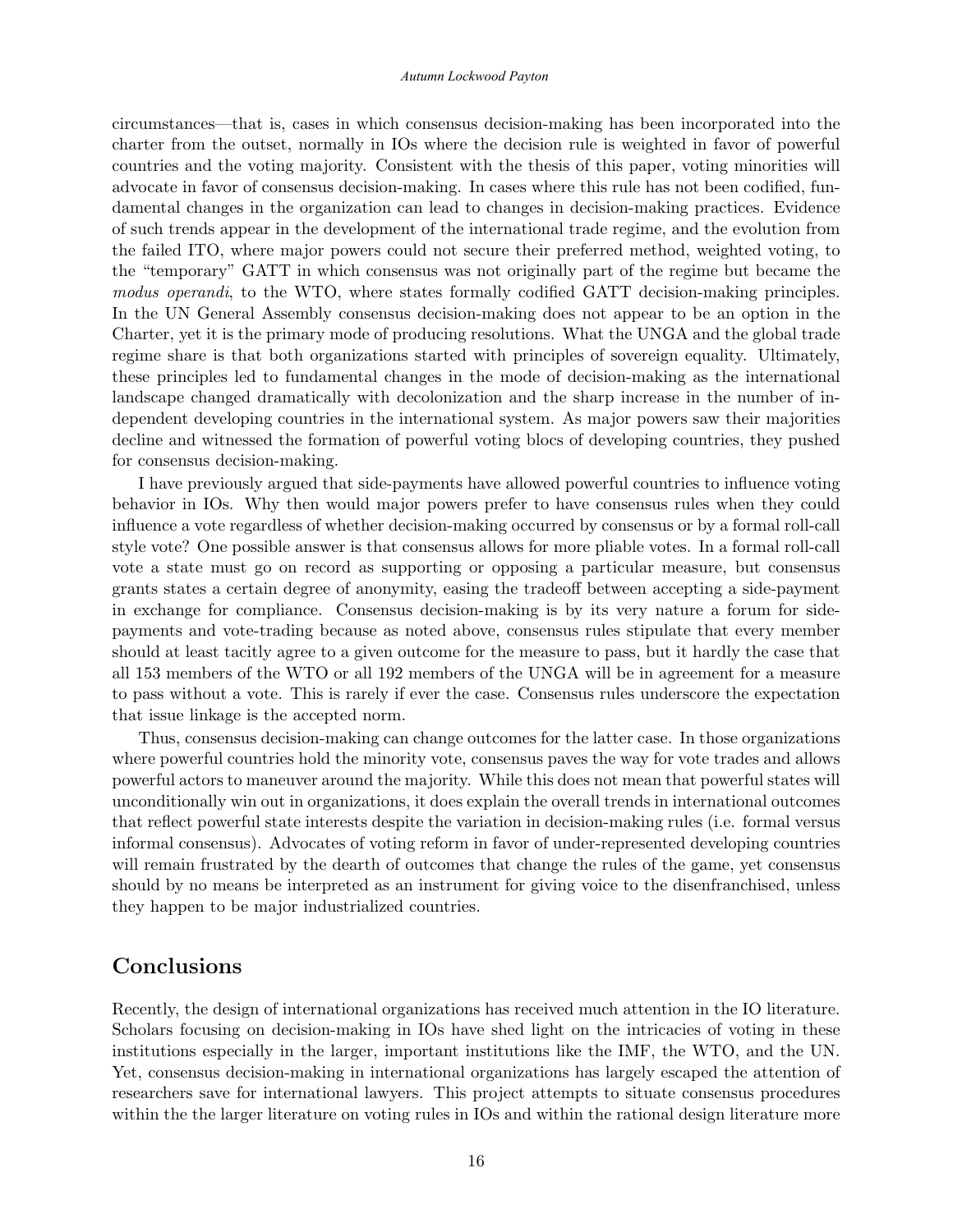circumstances—that is, cases in which consensus decision-making has been incorporated into the charter from the outset, normally in IOs where the decision rule is weighted in favor of powerful countries and the voting majority. Consistent with the thesis of this paper, voting minorities will advocate in favor of consensus decision-making. In cases where this rule has not been codified, fundamental changes in the organization can lead to changes in decision-making practices. Evidence of such trends appear in the development of the international trade regime, and the evolution from the failed ITO, where major powers could not secure their preferred method, weighted voting, to the "temporary" GATT in which consensus was not originally part of the regime but became the *modus operandi*, to the WTO, where states formally codified GATT decision-making principles. In the UN General Assembly consensus decision-making does not appear to be an option in the Charter, yet it is the primary mode of producing resolutions. What the UNGA and the global trade regime share is that both organizations started with principles of sovereign equality. Ultimately, these principles led to fundamental changes in the mode of decision-making as the international landscape changed dramatically with decolonization and the sharp increase in the number of independent developing countries in the international system. As major powers saw their majorities decline and witnessed the formation of powerful voting blocs of developing countries, they pushed for consensus decision-making.

I have previously argued that side-payments have allowed powerful countries to influence voting behavior in IOs. Why then would major powers prefer to have consensus rules when they could influence a vote regardless of whether decision-making occurred by consensus or by a formal roll-call style vote? One possible answer is that consensus allows for more pliable votes. In a formal roll-call vote a state must go on record as supporting or opposing a particular measure, but consensus grants states a certain degree of anonymity, easing the tradeoff between accepting a side-payment in exchange for compliance. Consensus decision-making is by its very nature a forum for side-payments and vote-trading because as noted above, consensus rules stipulate that every member should at least tacitly agree to a given outcome for the measure to pass, but it hardly the case that all 153 members of the WTO or all 192 members of the UNGA will be in agreement for a measure to pass without a vote. This is rarely if ever the case. Consensus rules underscore the expectation that issue linkage is the accepted norm.

Thus, consensus decision-making can change outcomes for the latter case. In those organizations where powerful countries hold the minority vote, consensus paves the way for vote trades and allows powerful actors to maneuver around the majority. While this does not mean that powerful states will unconditionally win out in organizations, it does explain the overall trends in international outcomes that reflect powerful state interests despite the variation in decision-making rules (i.e. formal versus informal consensus). Advocates of voting reform in favor of under-represented developing countries will remain frustrated by the dearth of outcomes that change the rules of the game, yet consensus should by no means be interpreted as an instrument for giving voice to the disenfranchised, unless they happen to be major industrialized countries.

## Conclusions

Recently, the design of international organizations has received much attention in the IO literature. Scholars focusing on decision-making in IOs have shed light on the intricacies of voting in these institutions especially in the larger, important institutions like the IMF, the WTO, and the UN. Yet, consensus decision-making in international organizations has largely escaped the attention of researchers save for international lawyers. This project attempts to situate consensus procedures within the the larger literature on voting rules in IOs and within the rational design literature more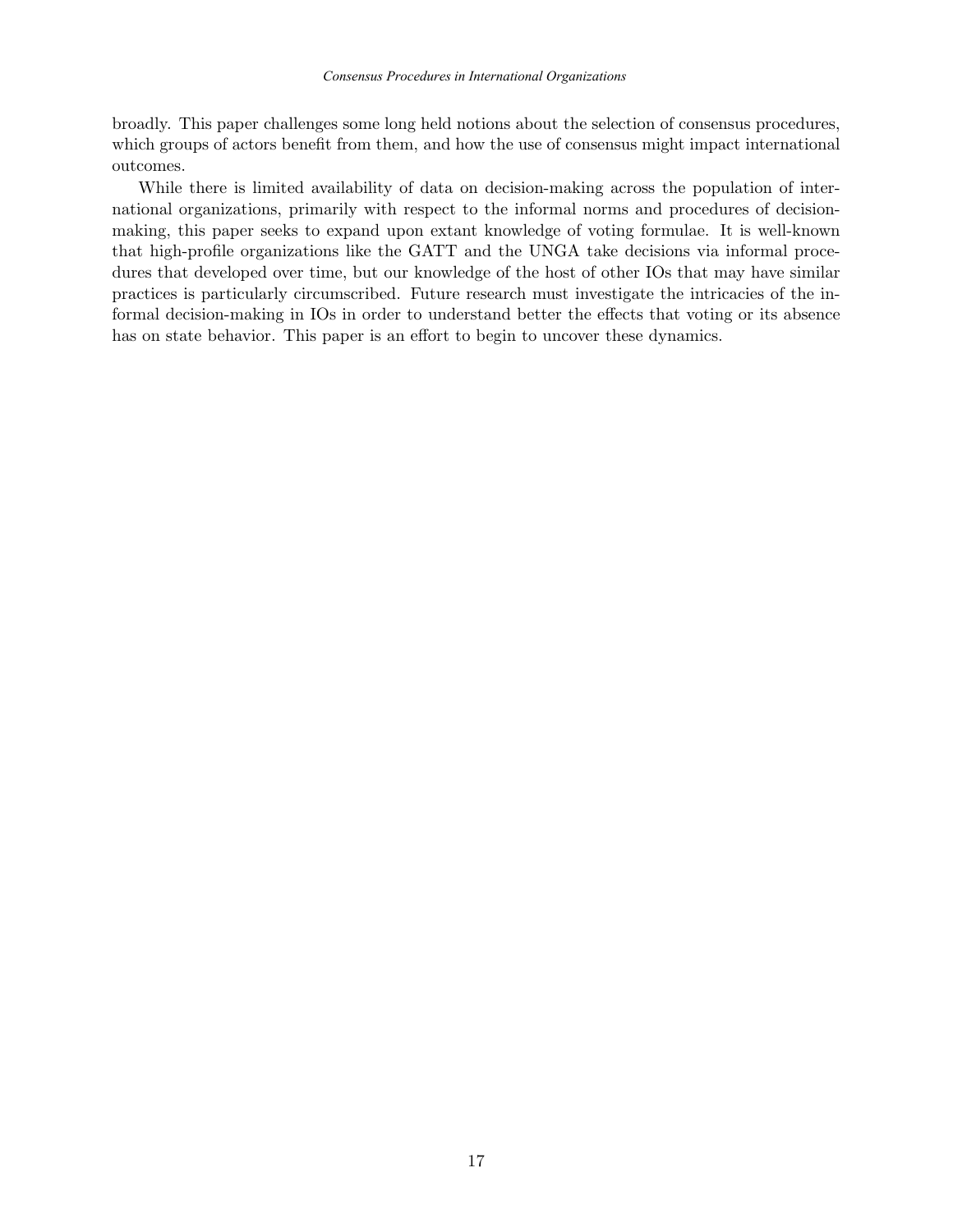broadly. This paper challenges some long held notions about the selection of consensus procedures, which groups of actors benefit from them, and how the use of consensus might impact international outcomes.

While there is limited availability of data on decision-making across the population of international organizations, primarily with respect to the informal norms and procedures of decision-making, this paper seeks to expand upon extant knowledge of voting formulae. It is well-known that high-profile organizations like the GATT and the UNGA take decisions via informal procedures that developed over time, but our knowledge of the host of other IOs that may have similar practices is particularly circumscribed. Future research must investigate the intricacies of the informal decision-making in IOs in order to understand better the effects that voting or its absence has on state behavior. This paper is an effort to begin to uncover these dynamics.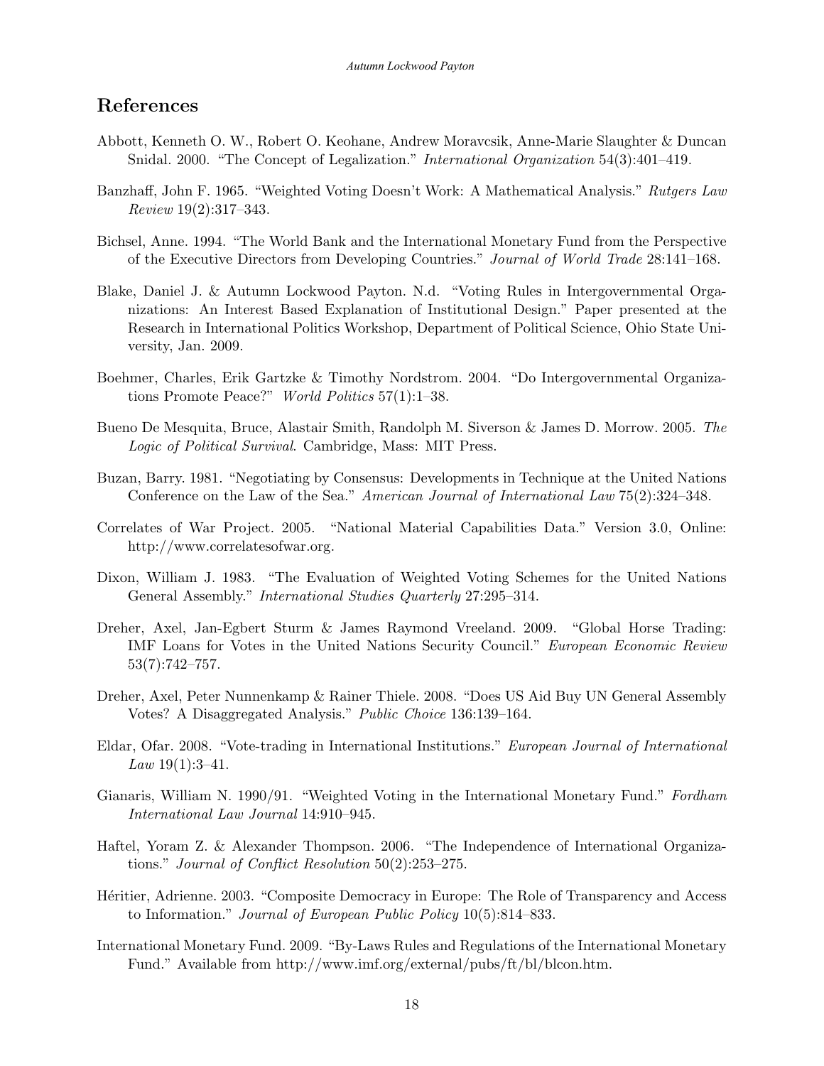## References

Abbott, Kenneth O. W., Robert O. Keohane, Andrew Moravcsik, Anne-Marie Slaughter & Duncan Snidal. 2000. "The Concept of Legalization." *International Organization* 54(3):401–419.

Banzhaff, John F. 1965. "Weighted Voting Doesn't Work: A Mathematical Analysis." *Rutgers Law Review* 19(2):317–343.

Bichsel, Anne. 1994. "The World Bank and the International Monetary Fund from the Perspective of the Executive Directors from Developing Countries." *Journal of World Trade* 28:141–168.

Blake, Daniel J. & Autumn Lockwood Payton. N.d. "Voting Rules in Intergovernmental Organizations: An Interest Based Explanation of Institutional Design." Paper presented at the Research in International Politics Workshop, Department of Political Science, Ohio State University, Jan. 2009.

Boehmer, Charles, Erik Gartzke & Timothy Nordstrom. 2004. "Do Intergovernmental Organizations Promote Peace?" *World Politics* 57(1):1–38.

Bueno De Mesquita, Bruce, Alastair Smith, Randolph M. Siverson & James D. Morrow. 2005. *The Logic of Political Survival*. Cambridge, Mass: MIT Press.

Buzan, Barry. 1981. "Negotiating by Consensus: Developments in Technique at the United Nations Conference on the Law of the Sea." *American Journal of International Law* 75(2):324–348.

Correlates of War Project. 2005. "National Material Capabilities Data." Version 3.0, Online: http://www.correlatesofwar.org.

Dixon, William J. 1983. "The Evaluation of Weighted Voting Schemes for the United Nations General Assembly." *International Studies Quarterly* 27:295–314.

Dreher, Axel, Jan-Egbert Sturm & James Raymond Vreeland. 2009. "Global Horse Trading: IMF Loans for Votes in the United Nations Security Council." *European Economic Review* 53(7):742–757.

Dreher, Axel, Peter Nunnenkamp & Rainer Thiele. 2008. "Does US Aid Buy UN General Assembly Votes? A Disaggregated Analysis." *Public Choice* 136:139–164.

Eldar, Ofar. 2008. "Vote-trading in International Institutions." *European Journal of International Law* 19(1):3–41.

Gianaris, William N. 1990/91. "Weighted Voting in the International Monetary Fund." *Fordham International Law Journal* 14:910–945.

Haftel, Yoram Z. & Alexander Thompson. 2006. "The Independence of International Organizations." *Journal of Conflict Resolution* 50(2):253–275.

Héritier, Adrienne. 2003. "Composite Democracy in Europe: The Role of Transparency and Access to Information." *Journal of European Public Policy* 10(5):814–833.

International Monetary Fund. 2009. "By-Laws Rules and Regulations of the International Monetary Fund." Available from http://www.imf.org/external/pubs/ft/bl/blcon.htm.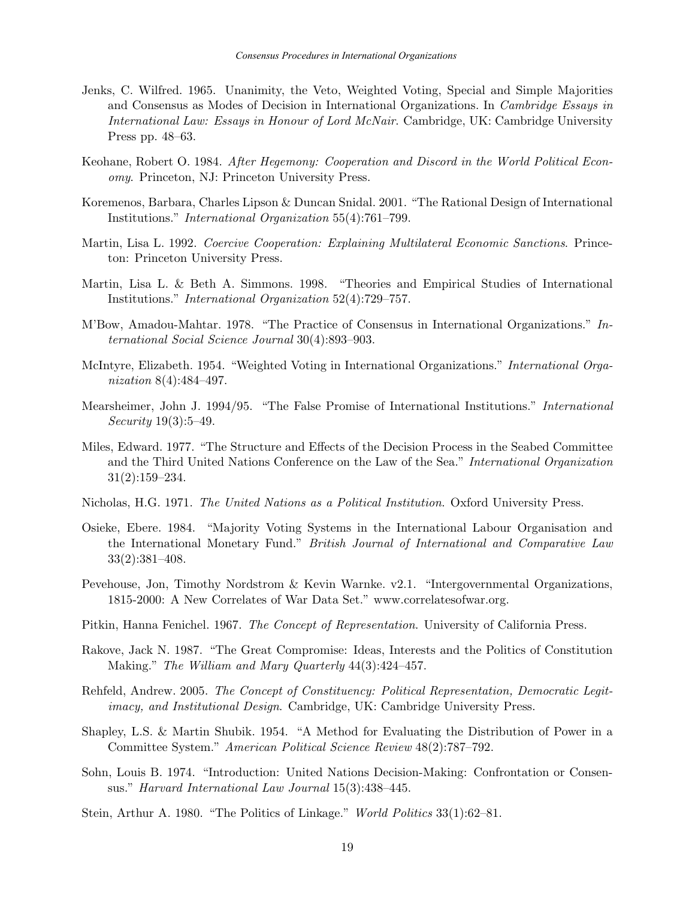Jenks, C. Wilfred. 1965. Unanimity, the Veto, Weighted Voting, Special and Simple Majorities and Consensus as Modes of Decision in International Organizations. In *Cambridge Essays in International Law: Essays in Honour of Lord McNair*. Cambridge, UK: Cambridge University Press pp. 48–63.

Keohane, Robert O. 1984. *After Hegemony: Cooperation and Discord in the World Political Economy*. Princeton, NJ: Princeton University Press.

Koremenos, Barbara, Charles Lipson & Duncan Snidal. 2001. "The Rational Design of International Institutions." *International Organization* 55(4):761–799.

Martin, Lisa L. 1992. *Coercive Cooperation: Explaining Multilateral Economic Sanctions*. Princeton: Princeton University Press.

Martin, Lisa L. & Beth A. Simmons. 1998. "Theories and Empirical Studies of International Institutions." *International Organization* 52(4):729–757.

M'Bow, Amadou-Mahtar. 1978. "The Practice of Consensus in International Organizations." *International Social Science Journal* 30(4):893–903.

McIntyre, Elizabeth. 1954. "Weighted Voting in International Organizations." *International Organization* 8(4):484–497.

Mearsheimer, John J. 1994/95. "The False Promise of International Institutions." *International Security* 19(3):5–49.

Miles, Edward. 1977. "The Structure and Effects of the Decision Process in the Seabed Committee and the Third United Nations Conference on the Law of the Sea." *International Organization* 31(2):159–234.

Nicholas, H.G. 1971. *The United Nations as a Political Institution*. Oxford University Press.

Osieke, Ebere. 1984. "Majority Voting Systems in the International Labour Organisation and the International Monetary Fund." *British Journal of International and Comparative Law* 33(2):381–408.

Pevehouse, Jon, Timothy Nordstrom & Kevin Warnke. v2.1. "Intergovernmental Organizations, 1815-2000: A New Correlates of War Data Set." www.correlatesofwar.org.

Pitkin, Hanna Fenichel. 1967. *The Concept of Representation*. University of California Press.

Rakove, Jack N. 1987. "The Great Compromise: Ideas, Interests and the Politics of Constitution Making." *The William and Mary Quarterly* 44(3):424–457.

Rehfeld, Andrew. 2005. *The Concept of Constituency: Political Representation, Democratic Legitimacy, and Institutional Design*. Cambridge, UK: Cambridge University Press.

Shapley, L.S. & Martin Shubik. 1954. "A Method for Evaluating the Distribution of Power in a Committee System." *American Political Science Review* 48(2):787–792.

Sohn, Louis B. 1974. "Introduction: United Nations Decision-Making: Confrontation or Consensus." *Harvard International Law Journal* 15(3):438–445.

Stein, Arthur A. 1980. "The Politics of Linkage." *World Politics* 33(1):62–81.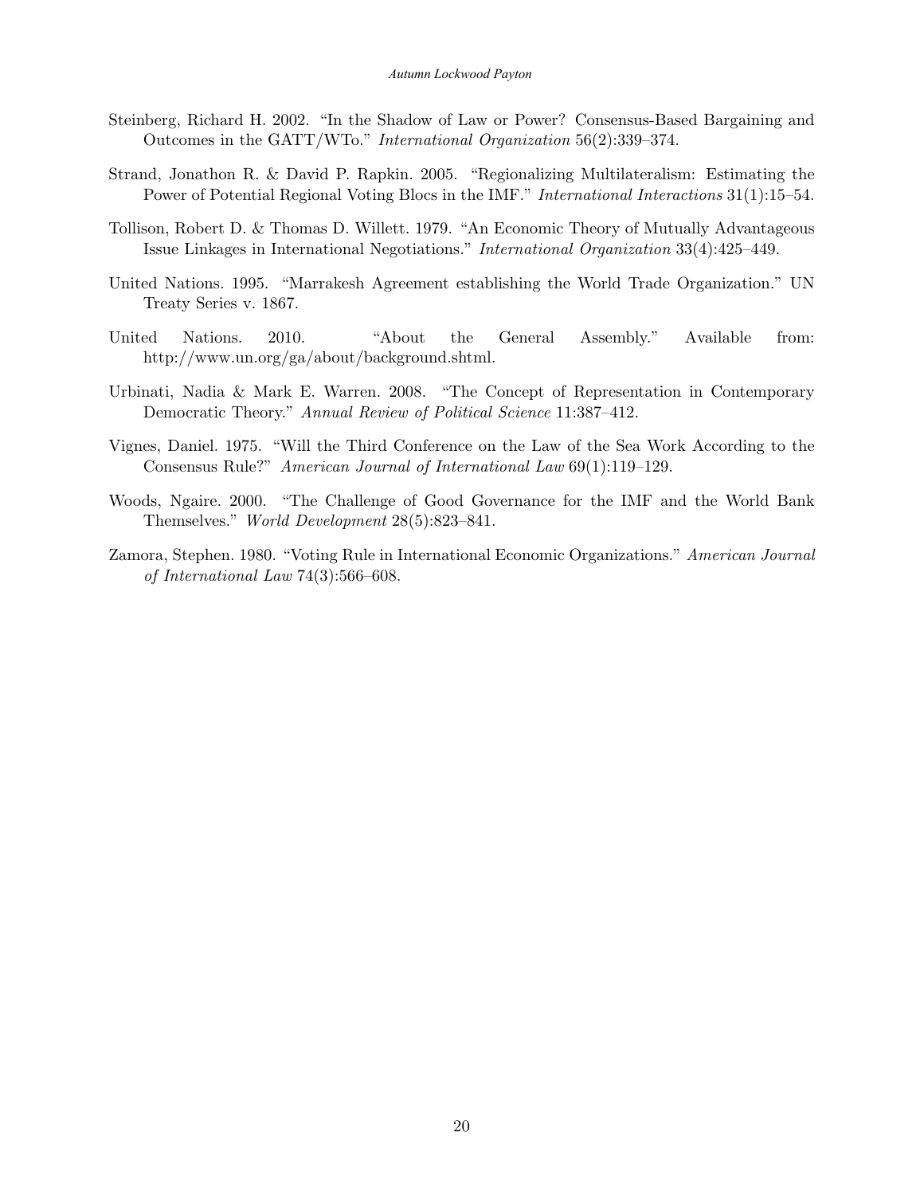Steinberg, Richard H. 2002. "In the Shadow of Law or Power? Consensus-Based Bargaining and Outcomes in the GATT/WTo." *International Organization* 56(2):339–374.

Strand, Jonathon R. & David P. Rapkin. 2005. "Regionalizing Multilateralism: Estimating the Power of Potential Regional Voting Blocs in the IMF." *International Interactions* 31(1):15–54.

Tollison, Robert D. & Thomas D. Willett. 1979. "An Economic Theory of Mutually Advantageous Issue Linkages in International Negotiations." *International Organization* 33(4):425–449.

United Nations. 1995. "Marrakesh Agreement establishing the World Trade Organization." UN Treaty Series v. 1867.

United Nations. 2010. "About the General Assembly." Available from: http://www.un.org/ga/about/background.shtml.

Urbinati, Nadia & Mark E. Warren. 2008. "The Concept of Representation in Contemporary Democratic Theory." *Annual Review of Political Science* 11:387–412.

Vignes, Daniel. 1975. "Will the Third Conference on the Law of the Sea Work According to the Consensus Rule?" *American Journal of International Law* 69(1):119–129.

Woods, Ngaire. 2000. "The Challenge of Good Governance for the IMF and the World Bank Themselves." *World Development* 28(5):823–841.

Zamora, Stephen. 1980. "Voting Rule in International Economic Organizations." *American Journal of International Law* 74(3):566–608.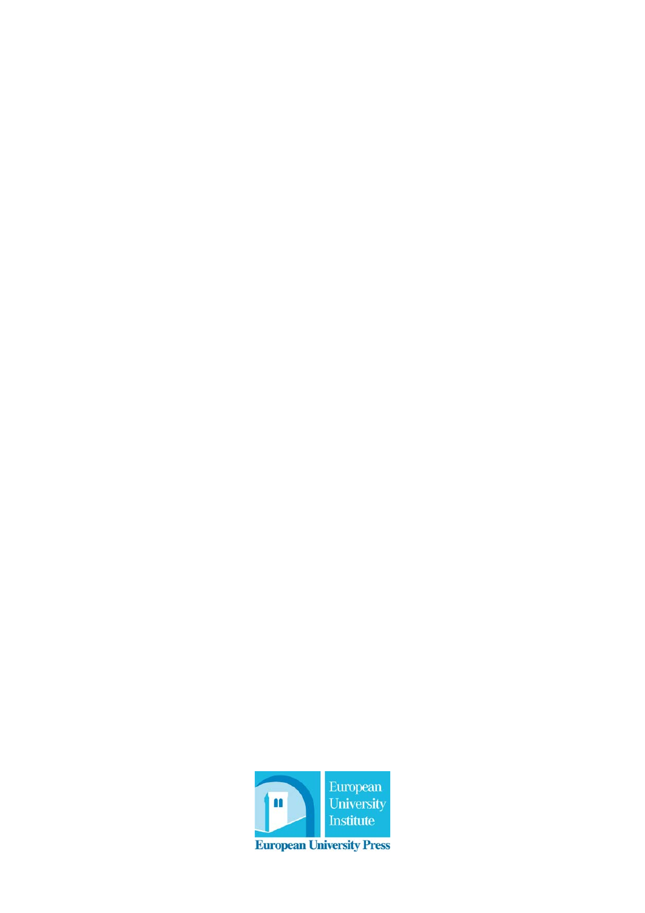European
University
Institute

European University Press